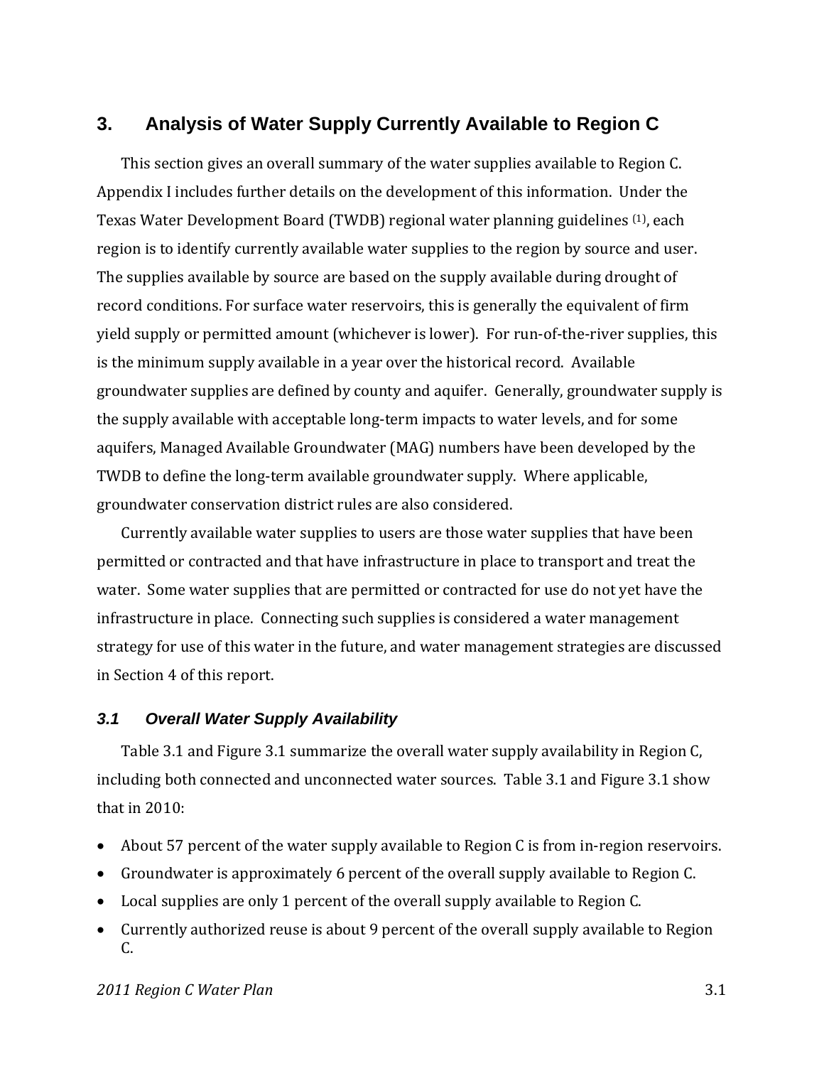## 3. Analysis of Water Supply Currently Available to Region C

This section gives an overall summary of the water supplies available to Region C. Appendix I includes further details on the development of this information. Under the Texas Water Development Board (TWDB) regional water planning guidelines [(1)], each region is to identify currently available water supplies to the region by source and user. The supplies available by source are based on the supply available during drought of record conditions. For surface water reservoirs, this is generally the equivalent of firm yield supply or permitted amount (whichever is lower). For run-of-the-river supplies, this is the minimum supply available in a year over the historical record. Available groundwater supplies are defined by county and aquifer. Generally, groundwater supply is the supply available with acceptable long-term impacts to water levels, and for some aquifers, Managed Available Groundwater (MAG) numbers have been developed by the TWDB to define the long-term available groundwater supply. Where applicable, groundwater conservation district rules are also considered.

Currently available water supplies to users are those water supplies that have been permitted or contracted and that have infrastructure in place to transport and treat the water. Some water supplies that are permitted or contracted for use do not yet have the infrastructure in place. Connecting such supplies is considered a water management strategy for use of this water in the future, and water management strategies are discussed in Section 4 of this report.

### *3.1 Overall Water Supply Availability*

Table 3.1 and Figure 3.1 summarize the overall water supply availability in Region C, including both connected and unconnected water sources. Table 3.1 and Figure 3.1 show that in 2010:

- About 57 percent of the water supply available to Region C is from in-region reservoirs.
- Groundwater is approximately 6 percent of the overall supply available to Region C.
- Local supplies are only 1 percent of the overall supply available to Region C.
- Currently authorized reuse is about 9 percent of the overall supply available to Region C.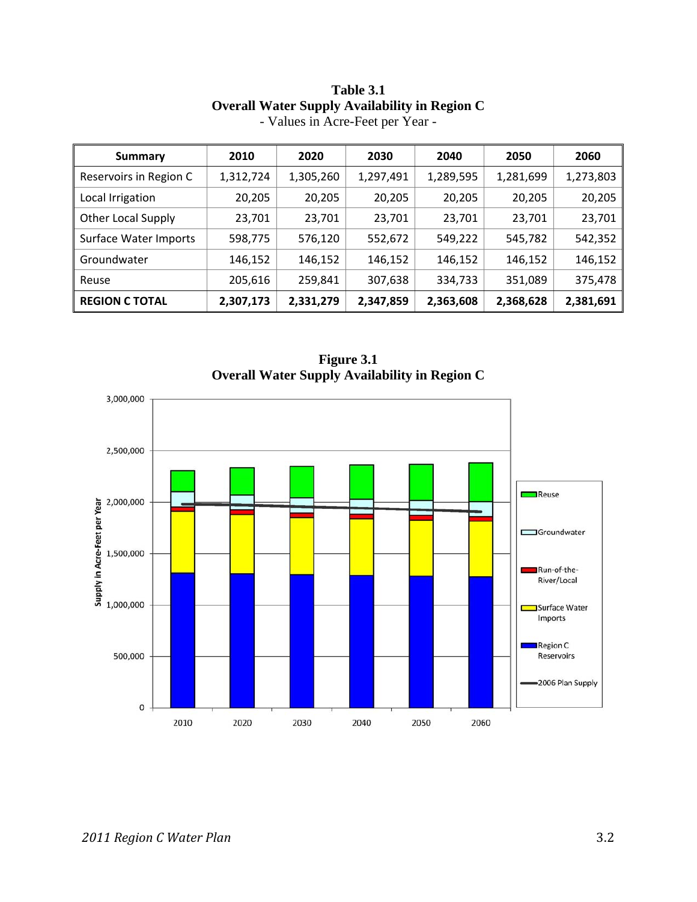**Table 3.1**
**Overall Water Supply Availability in Region C**
- Values in Acre-Feet per Year -

| Summary | 2010 | 2020 | 2030 | 2040 | 2050 | 2060 |
|---|---|---|---|---|---|---|
| Reservoirs in Region C | 1,312,724 | 1,305,260 | 1,297,491 | 1,289,595 | 1,281,699 | 1,273,803 |
| Local Irrigation | 20,205 | 20,205 | 20,205 | 20,205 | 20,205 | 20,205 |
| Other Local Supply | 23,701 | 23,701 | 23,701 | 23,701 | 23,701 | 23,701 |
| Surface Water Imports | 598,775 | 576,120 | 552,672 | 549,222 | 545,782 | 542,352 |
| Groundwater | 146,152 | 146,152 | 146,152 | 146,152 | 146,152 | 146,152 |
| Reuse | 205,616 | 259,841 | 307,638 | 334,733 | 351,089 | 375,478 |
| **REGION C TOTAL** | **2,307,173** | **2,331,279** | **2,347,859** | **2,363,608** | **2,368,628** | **2,381,691** |

**Figure 3.1**
**Overall Water Supply Availability in Region C**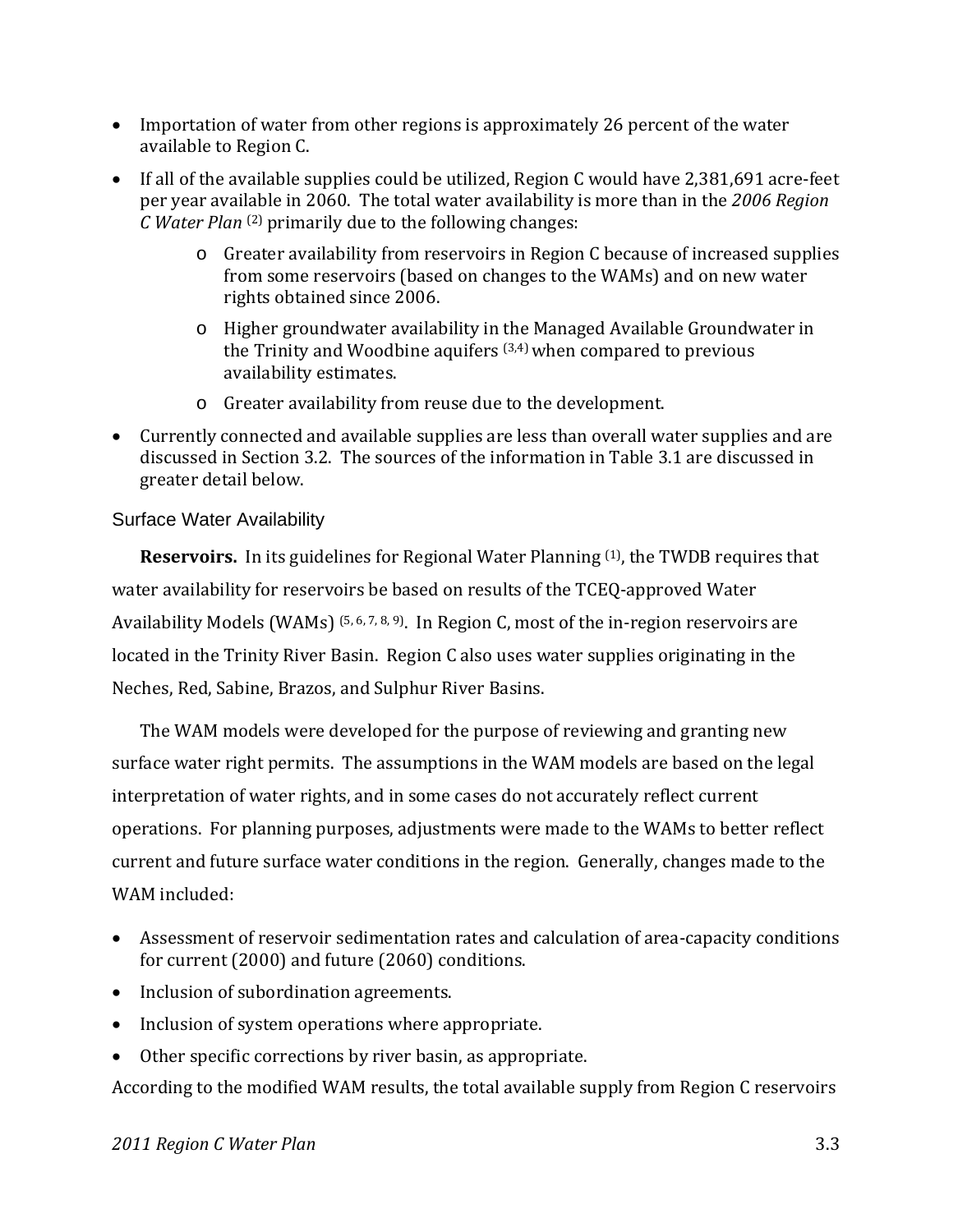- Importation of water from other regions is approximately 26 percent of the water available to Region C.
- If all of the available supplies could be utilized, Region C would have 2,381,691 acre-feet per year available in 2060. The total water availability is more than in the *2006 Region C Water Plan* [2] primarily due to the following changes:
    - Greater availability from reservoirs in Region C because of increased supplies from some reservoirs (based on changes to the WAMs) and on new water rights obtained since 2006.
    - Higher groundwater availability in the Managed Available Groundwater in the Trinity and Woodbine aquifers [3,4] when compared to previous availability estimates.
    - Greater availability from reuse due to the development.
- Currently connected and available supplies are less than overall water supplies and are discussed in Section 3.2. The sources of the information in Table 3.1 are discussed in greater detail below.

### Surface Water Availability

**Reservoirs.** In its guidelines for Regional Water Planning [1], the TWDB requires that water availability for reservoirs be based on results of the TCEQ-approved Water Availability Models (WAMs) [5, 6, 7, 8, 9]. In Region C, most of the in-region reservoirs are located in the Trinity River Basin. Region C also uses water supplies originating in the Neches, Red, Sabine, Brazos, and Sulphur River Basins.

The WAM models were developed for the purpose of reviewing and granting new surface water right permits. The assumptions in the WAM models are based on the legal interpretation of water rights, and in some cases do not accurately reflect current operations. For planning purposes, adjustments were made to the WAMs to better reflect current and future surface water conditions in the region. Generally, changes made to the WAM included:

- Assessment of reservoir sedimentation rates and calculation of area-capacity conditions for current (2000) and future (2060) conditions.
- Inclusion of subordination agreements.
- Inclusion of system operations where appropriate.
- Other specific corrections by river basin, as appropriate.

According to the modified WAM results, the total available supply from Region C reservoirs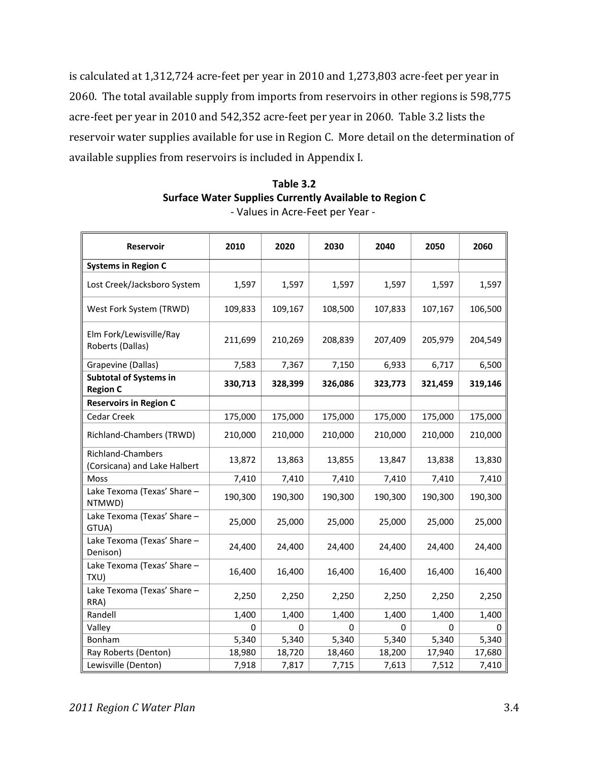is calculated at 1,312,724 acre-feet per year in 2010 and 1,273,803 acre-feet per year in 2060. The total available supply from imports from reservoirs in other regions is 598,775 acre-feet per year in 2010 and 542,352 acre-feet per year in 2060. Table 3.2 lists the reservoir water supplies available for use in Region C. More detail on the determination of available supplies from reservoirs is included in Appendix I.

**Table 3.2**
**Surface Water Supplies Currently Available to Region C**
- Values in Acre-Feet per Year -

| Reservoir | 2010 | 2020 | 2030 | 2040 | 2050 | 2060 |
|---|---|---|---|---|---|---|
| **Systems in Region C** | | | | | | |
| Lost Creek/Jacksboro System | 1,597 | 1,597 | 1,597 | 1,597 | 1,597 | 1,597 |
| West Fork System (TRWD) | 109,833 | 109,167 | 108,500 | 107,833 | 107,167 | 106,500 |
| Elm Fork/Lewisville/Ray Roberts (Dallas) | 211,699 | 210,269 | 208,839 | 207,409 | 205,979 | 204,549 |
| Grapevine (Dallas) | 7,583 | 7,367 | 7,150 | 6,933 | 6,717 | 6,500 |
| **Subtotal of Systems in Region C** | **330,713** | **328,399** | **326,086** | **323,773** | **321,459** | **319,146** |
| **Reservoirs in Region C** | | | | | | |
| Cedar Creek | 175,000 | 175,000 | 175,000 | 175,000 | 175,000 | 175,000 |
| Richland-Chambers (TRWD) | 210,000 | 210,000 | 210,000 | 210,000 | 210,000 | 210,000 |
| Richland-Chambers (Corsicana) and Lake Halbert | 13,872 | 13,863 | 13,855 | 13,847 | 13,838 | 13,830 |
| Moss | 7,410 | 7,410 | 7,410 | 7,410 | 7,410 | 7,410 |
| Lake Texoma (Texas' Share – NTMWD) | 190,300 | 190,300 | 190,300 | 190,300 | 190,300 | 190,300 |
| Lake Texoma (Texas' Share – GTUA) | 25,000 | 25,000 | 25,000 | 25,000 | 25,000 | 25,000 |
| Lake Texoma (Texas' Share – Denison) | 24,400 | 24,400 | 24,400 | 24,400 | 24,400 | 24,400 |
| Lake Texoma (Texas' Share – TXU) | 16,400 | 16,400 | 16,400 | 16,400 | 16,400 | 16,400 |
| Lake Texoma (Texas' Share – RRA) | 2,250 | 2,250 | 2,250 | 2,250 | 2,250 | 2,250 |
| Randell | 1,400 | 1,400 | 1,400 | 1,400 | 1,400 | 1,400 |
| Valley | 0 | 0 | 0 | 0 | 0 | 0 |
| Bonham | 5,340 | 5,340 | 5,340 | 5,340 | 5,340 | 5,340 |
| Ray Roberts (Denton) | 18,980 | 18,720 | 18,460 | 18,200 | 17,940 | 17,680 |
| Lewisville (Denton) | 7,918 | 7,817 | 7,715 | 7,613 | 7,512 | 7,410 |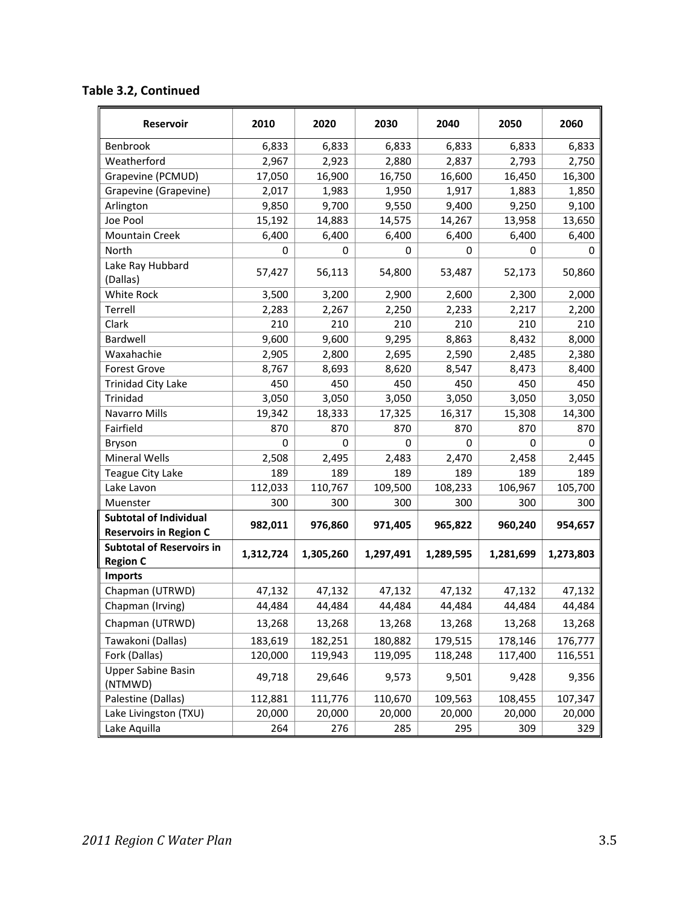**Table 3.2, Continued**

| Reservoir | 2010 | 2020 | 2030 | 2040 | 2050 | 2060 |
|---|---|---|---|---|---|---|
| Benbrook | 6,833 | 6,833 | 6,833 | 6,833 | 6,833 | 6,833 |
| Weatherford | 2,967 | 2,923 | 2,880 | 2,837 | 2,793 | 2,750 |
| Grapevine (PCMUD) | 17,050 | 16,900 | 16,750 | 16,600 | 16,450 | 16,300 |
| Grapevine (Grapevine) | 2,017 | 1,983 | 1,950 | 1,917 | 1,883 | 1,850 |
| Arlington | 9,850 | 9,700 | 9,550 | 9,400 | 9,250 | 9,100 |
| Joe Pool | 15,192 | 14,883 | 14,575 | 14,267 | 13,958 | 13,650 |
| Mountain Creek | 6,400 | 6,400 | 6,400 | 6,400 | 6,400 | 6,400 |
| North | 0 | 0 | 0 | 0 | 0 | 0 |
| Lake Ray Hubbard (Dallas) | 57,427 | 56,113 | 54,800 | 53,487 | 52,173 | 50,860 |
| White Rock | 3,500 | 3,200 | 2,900 | 2,600 | 2,300 | 2,000 |
| Terrell | 2,283 | 2,267 | 2,250 | 2,233 | 2,217 | 2,200 |
| Clark | 210 | 210 | 210 | 210 | 210 | 210 |
| Bardwell | 9,600 | 9,600 | 9,295 | 8,863 | 8,432 | 8,000 |
| Waxahachie | 2,905 | 2,800 | 2,695 | 2,590 | 2,485 | 2,380 |
| Forest Grove | 8,767 | 8,693 | 8,620 | 8,547 | 8,473 | 8,400 |
| Trinidad City Lake | 450 | 450 | 450 | 450 | 450 | 450 |
| Trinidad | 3,050 | 3,050 | 3,050 | 3,050 | 3,050 | 3,050 |
| Navarro Mills | 19,342 | 18,333 | 17,325 | 16,317 | 15,308 | 14,300 |
| Fairfield | 870 | 870 | 870 | 870 | 870 | 870 |
| Bryson | 0 | 0 | 0 | 0 | 0 | 0 |
| Mineral Wells | 2,508 | 2,495 | 2,483 | 2,470 | 2,458 | 2,445 |
| Teague City Lake | 189 | 189 | 189 | 189 | 189 | 189 |
| Lake Lavon | 112,033 | 110,767 | 109,500 | 108,233 | 106,967 | 105,700 |
| Muenster | 300 | 300 | 300 | 300 | 300 | 300 |
| **Subtotal of Individual Reservoirs in Region C** | **982,011** | **976,860** | **971,405** | **965,822** | **960,240** | **954,657** |
| **Subtotal of Reservoirs in Region C** | **1,312,724** | **1,305,260** | **1,297,491** | **1,289,595** | **1,281,699** | **1,273,803** |
| **Imports** | | | | | | |
| Chapman (UTRWD) | 47,132 | 47,132 | 47,132 | 47,132 | 47,132 | 47,132 |
| Chapman (Irving) | 44,484 | 44,484 | 44,484 | 44,484 | 44,484 | 44,484 |
| Chapman (UTRWD) | 13,268 | 13,268 | 13,268 | 13,268 | 13,268 | 13,268 |
| Tawakoni (Dallas) | 183,619 | 182,251 | 180,882 | 179,515 | 178,146 | 176,777 |
| Fork (Dallas) | 120,000 | 119,943 | 119,095 | 118,248 | 117,400 | 116,551 |
| Upper Sabine Basin (NTMWD) | 49,718 | 29,646 | 9,573 | 9,501 | 9,428 | 9,356 |
| Palestine (Dallas) | 112,881 | 111,776 | 110,670 | 109,563 | 108,455 | 107,347 |
| Lake Livingston (TXU) | 20,000 | 20,000 | 20,000 | 20,000 | 20,000 | 20,000 |
| Lake Aquilla | 264 | 276 | 285 | 295 | 309 | 329 |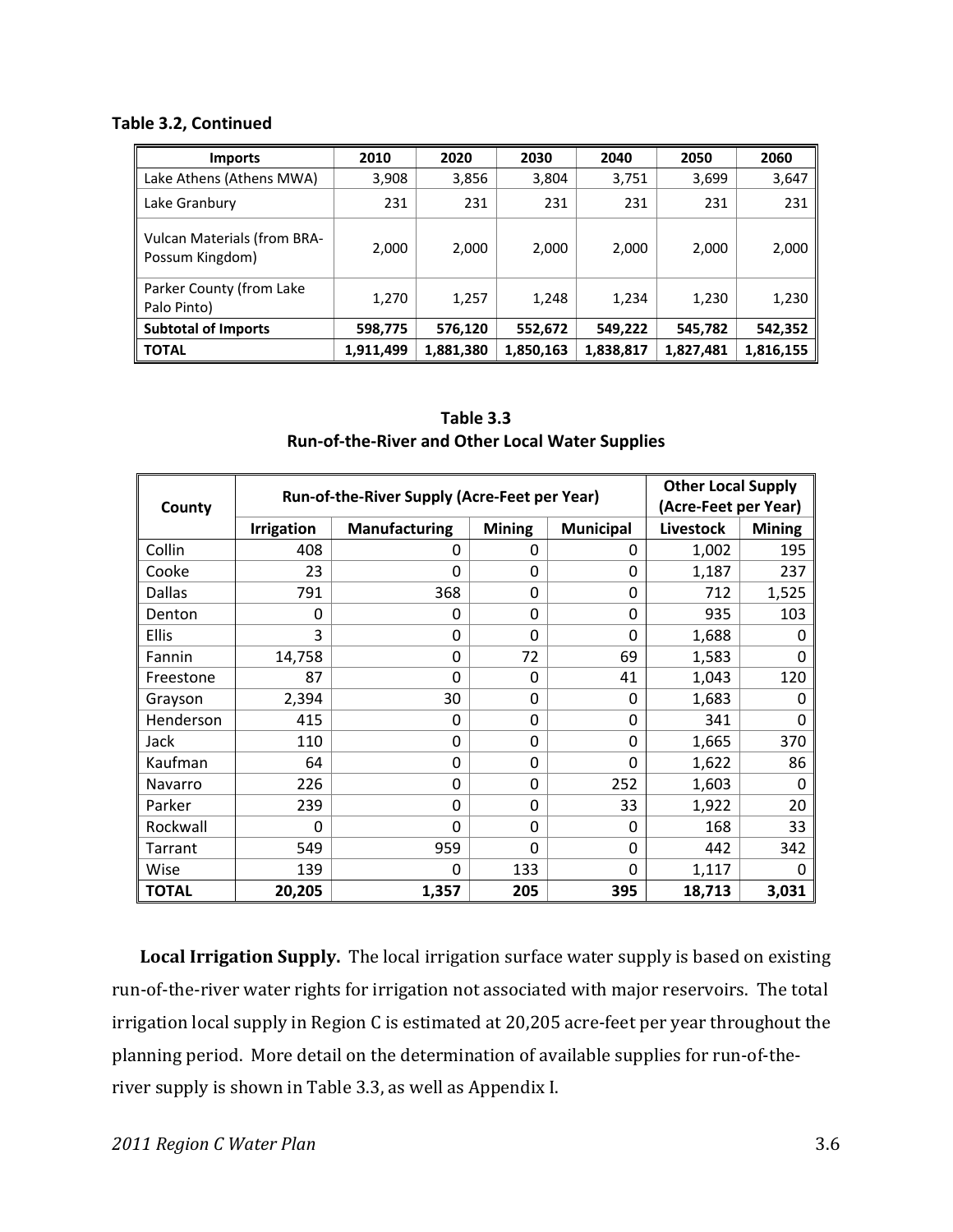**Table 3.2, Continued**

| Imports | 2010 | 2020 | 2030 | 2040 | 2050 | 2060 |
|---|---|---|---|---|---|---|
| Lake Athens (Athens MWA) | 3,908 | 3,856 | 3,804 | 3,751 | 3,699 | 3,647 |
| Lake Granbury | 231 | 231 | 231 | 231 | 231 | 231 |
| Vulcan Materials (from BRA-Possum Kingdom) | 2,000 | 2,000 | 2,000 | 2,000 | 2,000 | 2,000 |
| Parker County (from Lake Palo Pinto) | 1,270 | 1,257 | 1,248 | 1,234 | 1,230 | 1,230 |
| **Subtotal of Imports** | **598,775** | **576,120** | **552,672** | **549,222** | **545,782** | **542,352** |
| **TOTAL** | **1,911,499** | **1,881,380** | **1,850,163** | **1,838,817** | **1,827,481** | **1,816,155** |

**Table 3.3**
**Run-of-the-River and Other Local Water Supplies**

| County | Run-of-the-River Supply (Acre-Feet per Year) | | | | Other Local Supply (Acre-Feet per Year) | |
|---|---|---|---|---|---|---|
| | **Irrigation** | **Manufacturing** | **Mining** | **Municipal** | **Livestock** | **Mining** |
| Collin | 408 | 0 | 0 | 0 | 1,002 | 195 |
| Cooke | 23 | 0 | 0 | 0 | 1,187 | 237 |
| Dallas | 791 | 368 | 0 | 0 | 712 | 1,525 |
| Denton | 0 | 0 | 0 | 0 | 935 | 103 |
| Ellis | 3 | 0 | 0 | 0 | 1,688 | 0 |
| Fannin | 14,758 | 0 | 72 | 69 | 1,583 | 0 |
| Freestone | 87 | 0 | 0 | 41 | 1,043 | 120 |
| Grayson | 2,394 | 30 | 0 | 0 | 1,683 | 0 |
| Henderson | 415 | 0 | 0 | 0 | 341 | 0 |
| Jack | 110 | 0 | 0 | 0 | 1,665 | 370 |
| Kaufman | 64 | 0 | 0 | 0 | 1,622 | 86 |
| Navarro | 226 | 0 | 0 | 252 | 1,603 | 0 |
| Parker | 239 | 0 | 0 | 33 | 1,922 | 20 |
| Rockwall | 0 | 0 | 0 | 0 | 168 | 33 |
| Tarrant | 549 | 959 | 0 | 0 | 442 | 342 |
| Wise | 139 | 0 | 133 | 0 | 1,117 | 0 |
| **TOTAL** | **20,205** | **1,357** | **205** | **395** | **18,713** | **3,031** |

**Local Irrigation Supply.** The local irrigation surface water supply is based on existing run-of-the-river water rights for irrigation not associated with major reservoirs. The total irrigation local supply in Region C is estimated at 20,205 acre-feet per year throughout the planning period. More detail on the determination of available supplies for run-of-the-river supply is shown in Table 3.3, as well as Appendix I.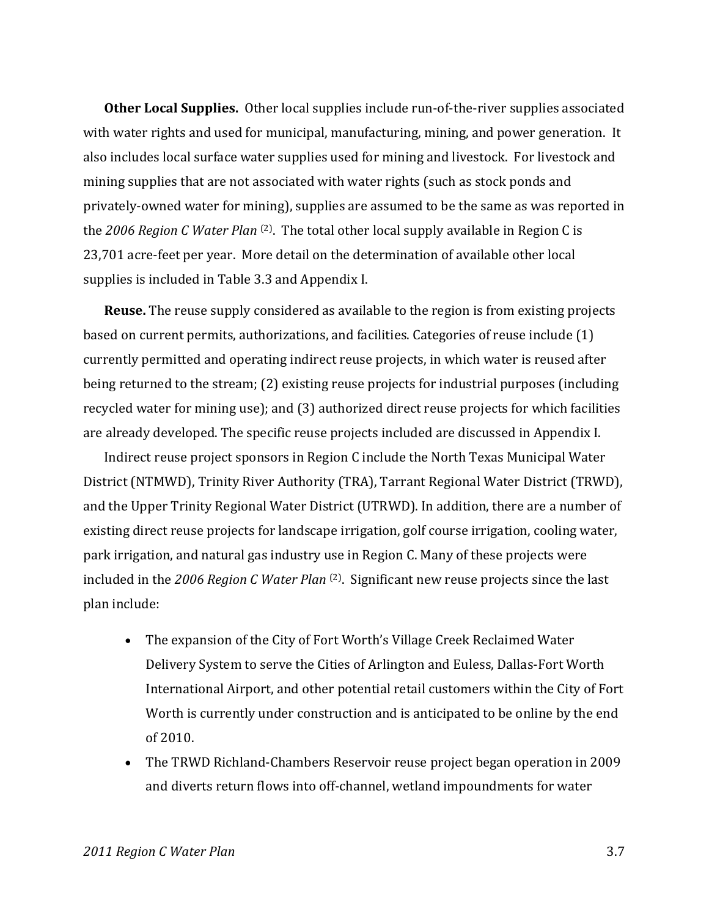**Other Local Supplies.** Other local supplies include run-of-the-river supplies associated with water rights and used for municipal, manufacturing, mining, and power generation. It also includes local surface water supplies used for mining and livestock. For livestock and mining supplies that are not associated with water rights (such as stock ponds and privately-owned water for mining), supplies are assumed to be the same as was reported in the *2006 Region C Water Plan* [2]. The total other local supply available in Region C is 23,701 acre-feet per year. More detail on the determination of available other local supplies is included in Table 3.3 and Appendix I.

**Reuse.** The reuse supply considered as available to the region is from existing projects based on current permits, authorizations, and facilities. Categories of reuse include (1) currently permitted and operating indirect reuse projects, in which water is reused after being returned to the stream; (2) existing reuse projects for industrial purposes (including recycled water for mining use); and (3) authorized direct reuse projects for which facilities are already developed. The specific reuse projects included are discussed in Appendix I.

Indirect reuse project sponsors in Region C include the North Texas Municipal Water District (NTMWD), Trinity River Authority (TRA), Tarrant Regional Water District (TRWD), and the Upper Trinity Regional Water District (UTRWD). In addition, there are a number of existing direct reuse projects for landscape irrigation, golf course irrigation, cooling water, park irrigation, and natural gas industry use in Region C. Many of these projects were included in the *2006 Region C Water Plan* [2]. Significant new reuse projects since the last plan include:

- The expansion of the City of Fort Worth's Village Creek Reclaimed Water Delivery System to serve the Cities of Arlington and Euless, Dallas-Fort Worth International Airport, and other potential retail customers within the City of Fort Worth is currently under construction and is anticipated to be online by the end of 2010.
- The TRWD Richland-Chambers Reservoir reuse project began operation in 2009 and diverts return flows into off-channel, wetland impoundments for water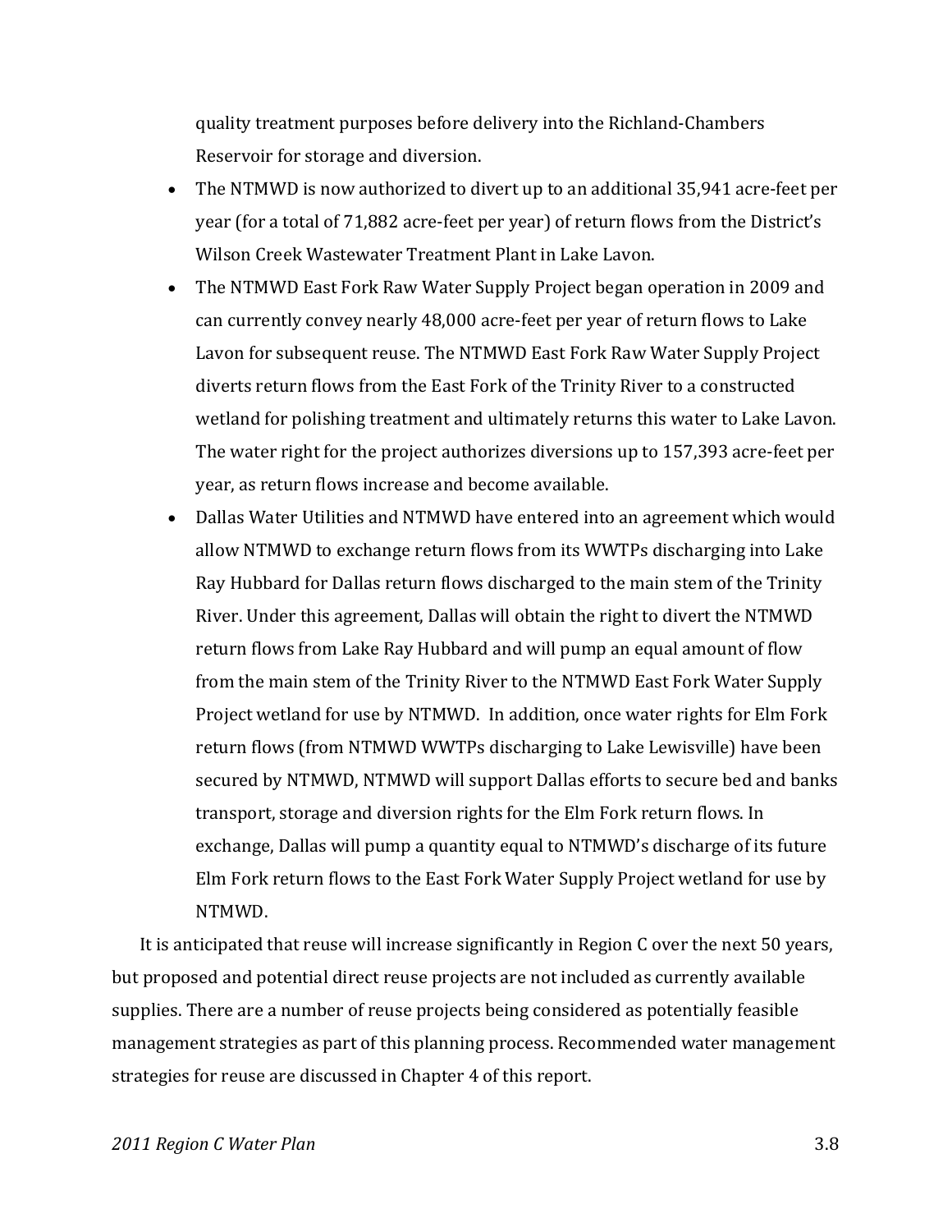quality treatment purposes before delivery into the Richland-Chambers Reservoir for storage and diversion.

- The NTMWD is now authorized to divert up to an additional 35,941 acre-feet per year (for a total of 71,882 acre-feet per year) of return flows from the District's Wilson Creek Wastewater Treatment Plant in Lake Lavon.
- The NTMWD East Fork Raw Water Supply Project began operation in 2009 and can currently convey nearly 48,000 acre-feet per year of return flows to Lake Lavon for subsequent reuse. The NTMWD East Fork Raw Water Supply Project diverts return flows from the East Fork of the Trinity River to a constructed wetland for polishing treatment and ultimately returns this water to Lake Lavon. The water right for the project authorizes diversions up to 157,393 acre-feet per year, as return flows increase and become available.
- Dallas Water Utilities and NTMWD have entered into an agreement which would allow NTMWD to exchange return flows from its WWTPs discharging into Lake Ray Hubbard for Dallas return flows discharged to the main stem of the Trinity River. Under this agreement, Dallas will obtain the right to divert the NTMWD return flows from Lake Ray Hubbard and will pump an equal amount of flow from the main stem of the Trinity River to the NTMWD East Fork Water Supply Project wetland for use by NTMWD. In addition, once water rights for Elm Fork return flows (from NTMWD WWTPs discharging to Lake Lewisville) have been secured by NTMWD, NTMWD will support Dallas efforts to secure bed and banks transport, storage and diversion rights for the Elm Fork return flows. In exchange, Dallas will pump a quantity equal to NTMWD's discharge of its future Elm Fork return flows to the East Fork Water Supply Project wetland for use by NTMWD.

It is anticipated that reuse will increase significantly in Region C over the next 50 years, but proposed and potential direct reuse projects are not included as currently available supplies. There are a number of reuse projects being considered as potentially feasible management strategies as part of this planning process. Recommended water management strategies for reuse are discussed in Chapter 4 of this report.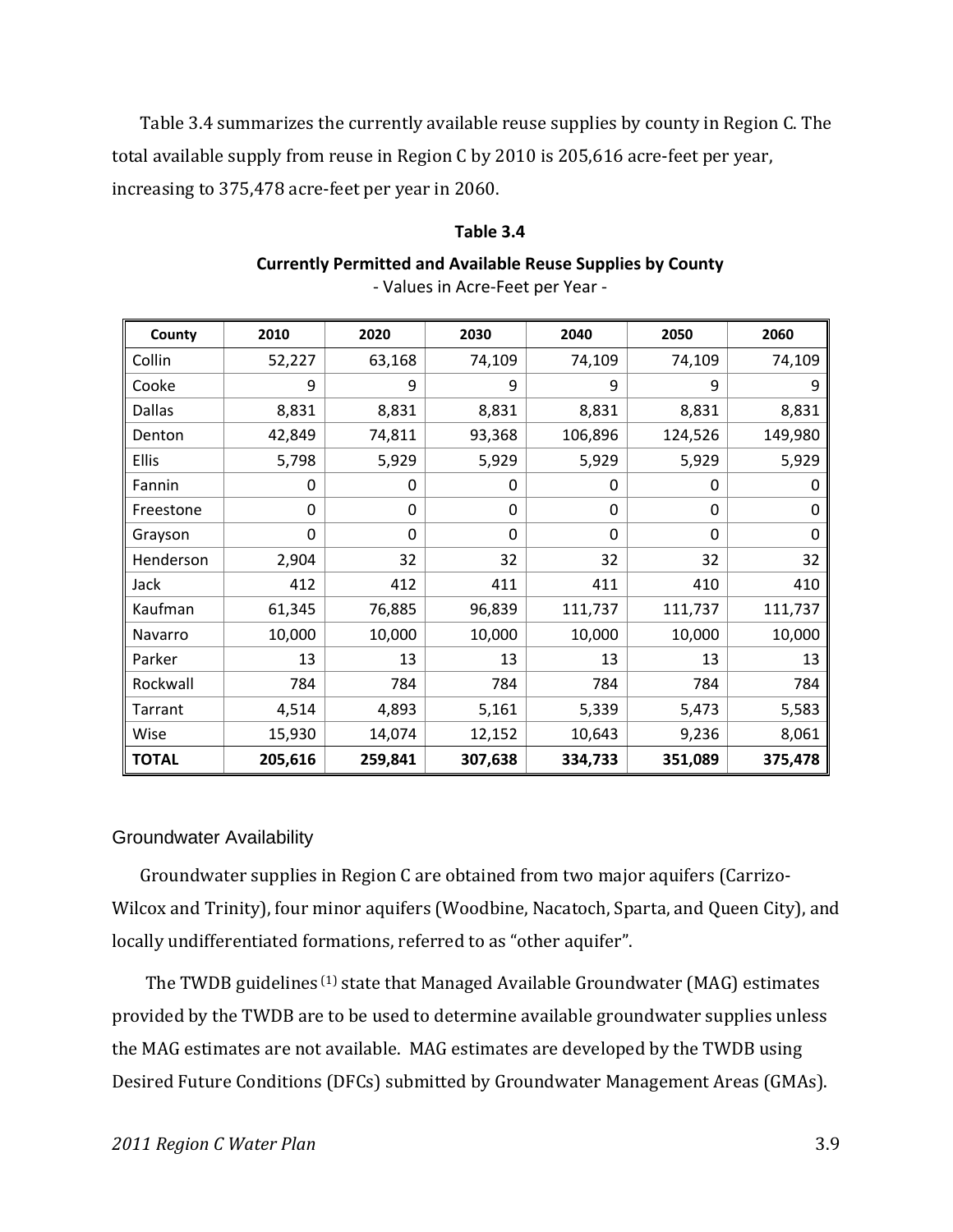Table 3.4 summarizes the currently available reuse supplies by county in Region C. The total available supply from reuse in Region C by 2010 is 205,616 acre-feet per year, increasing to 375,478 acre-feet per year in 2060.

**Table 3.4**

**Currently Permitted and Available Reuse Supplies by County**

- Values in Acre-Feet per Year -

| County | 2010 | 2020 | 2030 | 2040 | 2050 | 2060 |
|---|---|---|---|---|---|---|
| Collin | 52,227 | 63,168 | 74,109 | 74,109 | 74,109 | 74,109 |
| Cooke | 9 | 9 | 9 | 9 | 9 | 9 |
| Dallas | 8,831 | 8,831 | 8,831 | 8,831 | 8,831 | 8,831 |
| Denton | 42,849 | 74,811 | 93,368 | 106,896 | 124,526 | 149,980 |
| Ellis | 5,798 | 5,929 | 5,929 | 5,929 | 5,929 | 5,929 |
| Fannin | 0 | 0 | 0 | 0 | 0 | 0 |
| Freestone | 0 | 0 | 0 | 0 | 0 | 0 |
| Grayson | 0 | 0 | 0 | 0 | 0 | 0 |
| Henderson | 2,904 | 32 | 32 | 32 | 32 | 32 |
| Jack | 412 | 412 | 411 | 411 | 410 | 410 |
| Kaufman | 61,345 | 76,885 | 96,839 | 111,737 | 111,737 | 111,737 |
| Navarro | 10,000 | 10,000 | 10,000 | 10,000 | 10,000 | 10,000 |
| Parker | 13 | 13 | 13 | 13 | 13 | 13 |
| Rockwall | 784 | 784 | 784 | 784 | 784 | 784 |
| Tarrant | 4,514 | 4,893 | 5,161 | 5,339 | 5,473 | 5,583 |
| Wise | 15,930 | 14,074 | 12,152 | 10,643 | 9,236 | 8,061 |
| **TOTAL** | **205,616** | **259,841** | **307,638** | **334,733** | **351,089** | **375,478** |

## Groundwater Availability

Groundwater supplies in Region C are obtained from two major aquifers (Carrizo-Wilcox and Trinity), four minor aquifers (Woodbine, Nacatoch, Sparta, and Queen City), and locally undifferentiated formations, referred to as "other aquifer".

The TWDB guidelines [1] state that Managed Available Groundwater (MAG) estimates provided by the TWDB are to be used to determine available groundwater supplies unless the MAG estimates are not available. MAG estimates are developed by the TWDB using Desired Future Conditions (DFCs) submitted by Groundwater Management Areas (GMAs).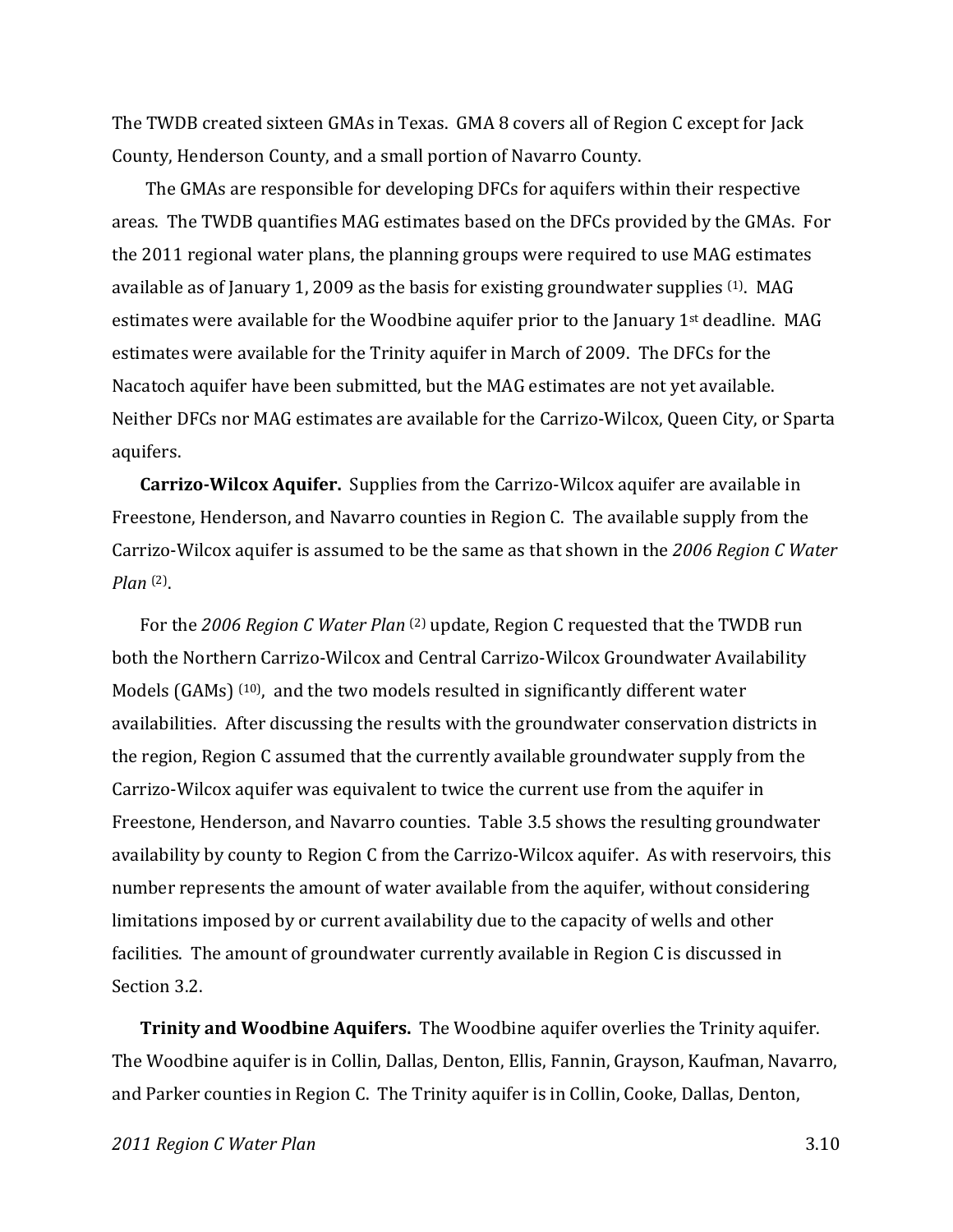The TWDB created sixteen GMAs in Texas. GMA 8 covers all of Region C except for Jack County, Henderson County, and a small portion of Navarro County.

The GMAs are responsible for developing DFCs for aquifers within their respective areas. The TWDB quantifies MAG estimates based on the DFCs provided by the GMAs. For the 2011 regional water plans, the planning groups were required to use MAG estimates available as of January 1, 2009 as the basis for existing groundwater supplies [1]. MAG estimates were available for the Woodbine aquifer prior to the January 1st deadline. MAG estimates were available for the Trinity aquifer in March of 2009. The DFCs for the Nacatoch aquifer have been submitted, but the MAG estimates are not yet available. Neither DFCs nor MAG estimates are available for the Carrizo-Wilcox, Queen City, or Sparta aquifers.

**Carrizo-Wilcox Aquifer.** Supplies from the Carrizo-Wilcox aquifer are available in Freestone, Henderson, and Navarro counties in Region C. The available supply from the Carrizo-Wilcox aquifer is assumed to be the same as that shown in the *2006 Region C Water Plan* [2].

For the *2006 Region C Water Plan* [2] update, Region C requested that the TWDB run both the Northern Carrizo-Wilcox and Central Carrizo-Wilcox Groundwater Availability Models (GAMs) [10], and the two models resulted in significantly different water availabilities. After discussing the results with the groundwater conservation districts in the region, Region C assumed that the currently available groundwater supply from the Carrizo-Wilcox aquifer was equivalent to twice the current use from the aquifer in Freestone, Henderson, and Navarro counties. Table 3.5 shows the resulting groundwater availability by county to Region C from the Carrizo-Wilcox aquifer. As with reservoirs, this number represents the amount of water available from the aquifer, without considering limitations imposed by or current availability due to the capacity of wells and other facilities. The amount of groundwater currently available in Region C is discussed in Section 3.2.

**Trinity and Woodbine Aquifers.** The Woodbine aquifer overlies the Trinity aquifer. The Woodbine aquifer is in Collin, Dallas, Denton, Ellis, Fannin, Grayson, Kaufman, Navarro, and Parker counties in Region C. The Trinity aquifer is in Collin, Cooke, Dallas, Denton,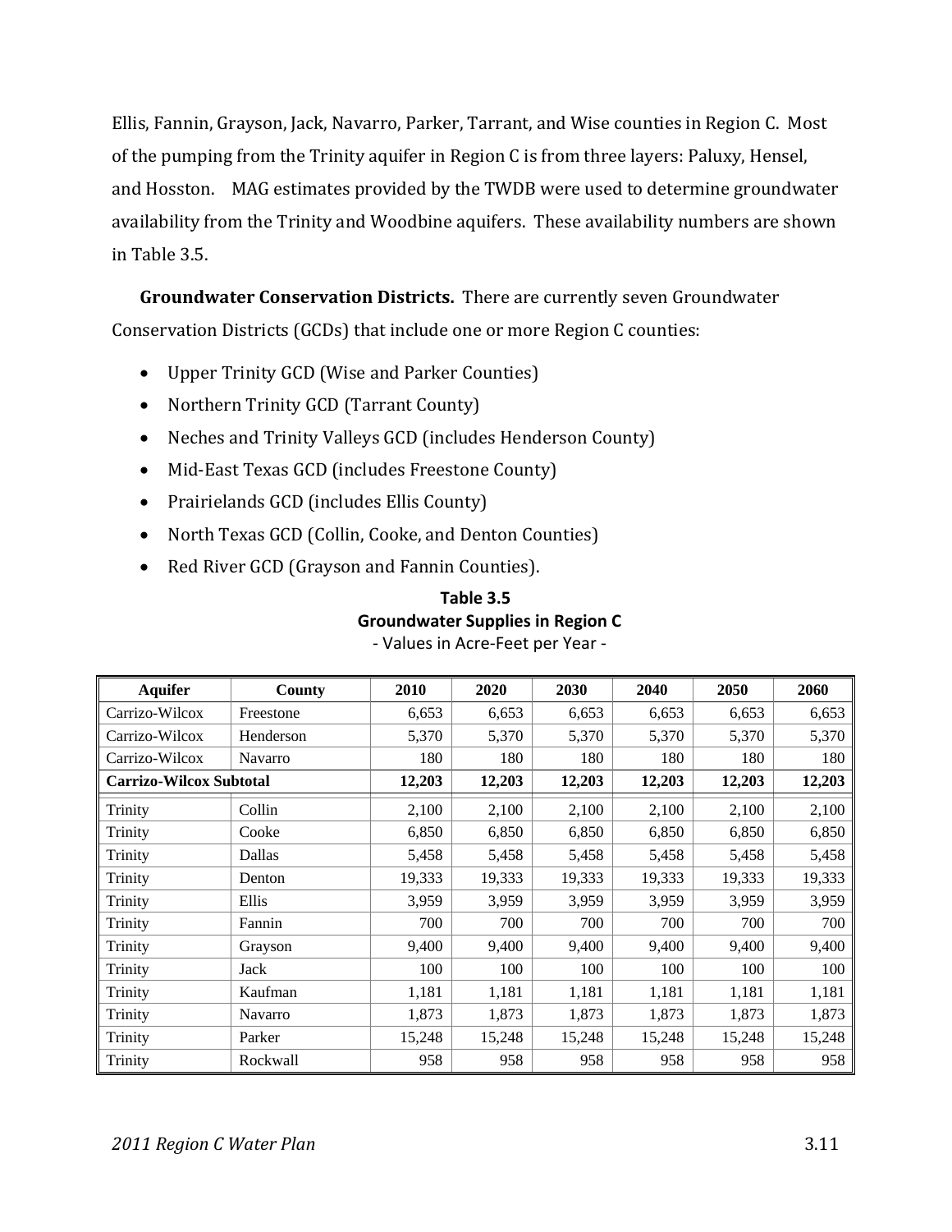Ellis, Fannin, Grayson, Jack, Navarro, Parker, Tarrant, and Wise counties in Region C. Most of the pumping from the Trinity aquifer in Region C is from three layers: Paluxy, Hensel, and Hosston. MAG estimates provided by the TWDB were used to determine groundwater availability from the Trinity and Woodbine aquifers. These availability numbers are shown in Table 3.5.

**Groundwater Conservation Districts.** There are currently seven Groundwater Conservation Districts (GCDs) that include one or more Region C counties:

- Upper Trinity GCD (Wise and Parker Counties)
- Northern Trinity GCD (Tarrant County)
- Neches and Trinity Valleys GCD (includes Henderson County)
- Mid-East Texas GCD (includes Freestone County)
- Prairielands GCD (includes Ellis County)
- North Texas GCD (Collin, Cooke, and Denton Counties)
- Red River GCD (Grayson and Fannin Counties).

**Table 3.5**
**Groundwater Supplies in Region C**
- Values in Acre-Feet per Year -

| Aquifer | County | 2010 | 2020 | 2030 | 2040 | 2050 | 2060 |
|---|---|---|---|---|---|---|---|
| Carrizo-Wilcox | Freestone | 6,653 | 6,653 | 6,653 | 6,653 | 6,653 | 6,653 |
| Carrizo-Wilcox | Henderson | 5,370 | 5,370 | 5,370 | 5,370 | 5,370 | 5,370 |
| Carrizo-Wilcox | Navarro | 180 | 180 | 180 | 180 | 180 | 180 |
| **Carrizo-Wilcox Subtotal** | | **12,203** | **12,203** | **12,203** | **12,203** | **12,203** | **12,203** |
| Trinity | Collin | 2,100 | 2,100 | 2,100 | 2,100 | 2,100 | 2,100 |
| Trinity | Cooke | 6,850 | 6,850 | 6,850 | 6,850 | 6,850 | 6,850 |
| Trinity | Dallas | 5,458 | 5,458 | 5,458 | 5,458 | 5,458 | 5,458 |
| Trinity | Denton | 19,333 | 19,333 | 19,333 | 19,333 | 19,333 | 19,333 |
| Trinity | Ellis | 3,959 | 3,959 | 3,959 | 3,959 | 3,959 | 3,959 |
| Trinity | Fannin | 700 | 700 | 700 | 700 | 700 | 700 |
| Trinity | Grayson | 9,400 | 9,400 | 9,400 | 9,400 | 9,400 | 9,400 |
| Trinity | Jack | 100 | 100 | 100 | 100 | 100 | 100 |
| Trinity | Kaufman | 1,181 | 1,181 | 1,181 | 1,181 | 1,181 | 1,181 |
| Trinity | Navarro | 1,873 | 1,873 | 1,873 | 1,873 | 1,873 | 1,873 |
| Trinity | Parker | 15,248 | 15,248 | 15,248 | 15,248 | 15,248 | 15,248 |
| Trinity | Rockwall | 958 | 958 | 958 | 958 | 958 | 958 |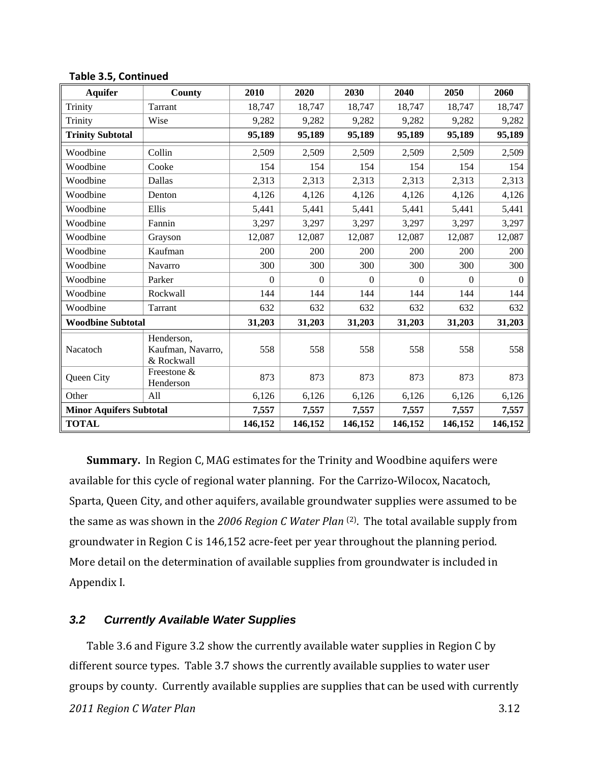**Table 3.5, Continued**

| Aquifer | County | 2010 | 2020 | 2030 | 2040 | 2050 | 2060 |
|---|---|---|---|---|---|---|---|
| Trinity | Tarrant | 18,747 | 18,747 | 18,747 | 18,747 | 18,747 | 18,747 |
| Trinity | Wise | 9,282 | 9,282 | 9,282 | 9,282 | 9,282 | 9,282 |
| **Trinity Subtotal** | | **95,189** | **95,189** | **95,189** | **95,189** | **95,189** | **95,189** |
| Woodbine | Collin | 2,509 | 2,509 | 2,509 | 2,509 | 2,509 | 2,509 |
| Woodbine | Cooke | 154 | 154 | 154 | 154 | 154 | 154 |
| Woodbine | Dallas | 2,313 | 2,313 | 2,313 | 2,313 | 2,313 | 2,313 |
| Woodbine | Denton | 4,126 | 4,126 | 4,126 | 4,126 | 4,126 | 4,126 |
| Woodbine | Ellis | 5,441 | 5,441 | 5,441 | 5,441 | 5,441 | 5,441 |
| Woodbine | Fannin | 3,297 | 3,297 | 3,297 | 3,297 | 3,297 | 3,297 |
| Woodbine | Grayson | 12,087 | 12,087 | 12,087 | 12,087 | 12,087 | 12,087 |
| Woodbine | Kaufman | 200 | 200 | 200 | 200 | 200 | 200 |
| Woodbine | Navarro | 300 | 300 | 300 | 300 | 300 | 300 |
| Woodbine | Parker | 0 | 0 | 0 | 0 | 0 | 0 |
| Woodbine | Rockwall | 144 | 144 | 144 | 144 | 144 | 144 |
| Woodbine | Tarrant | 632 | 632 | 632 | 632 | 632 | 632 |
| **Woodbine Subtotal** | | **31,203** | **31,203** | **31,203** | **31,203** | **31,203** | **31,203** |
| Nacatoch | Henderson, Kaufman, Navarro, & Rockwall | 558 | 558 | 558 | 558 | 558 | 558 |
| Queen City | Freestone & Henderson | 873 | 873 | 873 | 873 | 873 | 873 |
| Other | All | 6,126 | 6,126 | 6,126 | 6,126 | 6,126 | 6,126 |
| **Minor Aquifers Subtotal** | | **7,557** | **7,557** | **7,557** | **7,557** | **7,557** | **7,557** |
| **TOTAL** | | **146,152** | **146,152** | **146,152** | **146,152** | **146,152** | **146,152** |

**Summary.** In Region C, MAG estimates for the Trinity and Woodbine aquifers were available for this cycle of regional water planning. For the Carrizo-Wilocox, Nacatoch, Sparta, Queen City, and other aquifers, available groundwater supplies were assumed to be the same as was shown in the *2006 Region C Water Plan* (2). The total available supply from groundwater in Region C is 146,152 acre-feet per year throughout the planning period. More detail on the determination of available supplies from groundwater is included in Appendix I.

### *3.2 Currently Available Water Supplies*

Table 3.6 and Figure 3.2 show the currently available water supplies in Region C by different source types. Table 3.7 shows the currently available supplies to water user groups by county. Currently available supplies are supplies that can be used with currently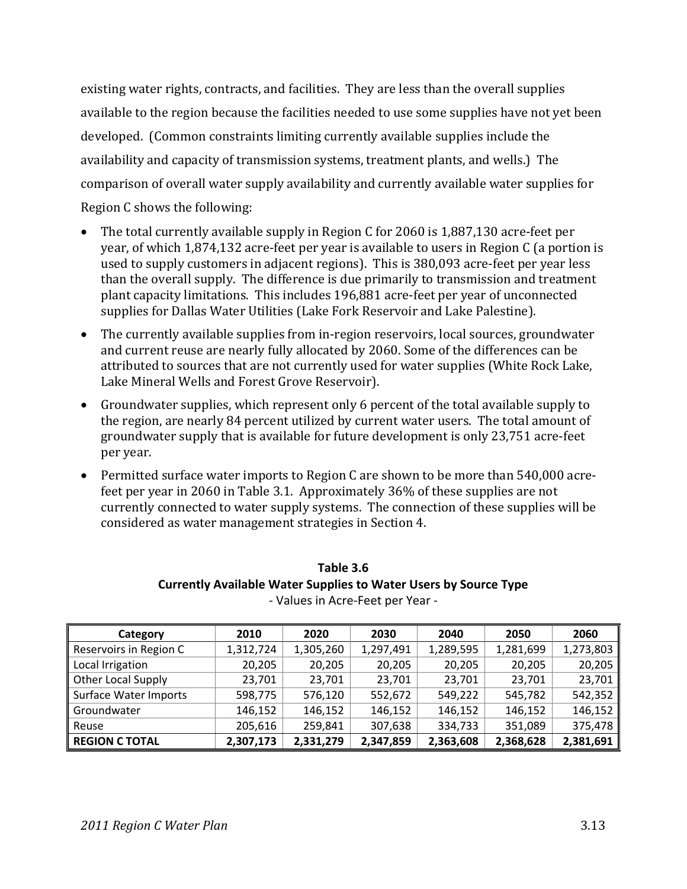existing water rights, contracts, and facilities. They are less than the overall supplies available to the region because the facilities needed to use some supplies have not yet been developed. (Common constraints limiting currently available supplies include the availability and capacity of transmission systems, treatment plants, and wells.) The comparison of overall water supply availability and currently available water supplies for Region C shows the following:

- The total currently available supply in Region C for 2060 is 1,887,130 acre-feet per year, of which 1,874,132 acre-feet per year is available to users in Region C (a portion is used to supply customers in adjacent regions). This is 380,093 acre-feet per year less than the overall supply. The difference is due primarily to transmission and treatment plant capacity limitations. This includes 196,881 acre-feet per year of unconnected supplies for Dallas Water Utilities (Lake Fork Reservoir and Lake Palestine).
- The currently available supplies from in-region reservoirs, local sources, groundwater and current reuse are nearly fully allocated by 2060. Some of the differences can be attributed to sources that are not currently used for water supplies (White Rock Lake, Lake Mineral Wells and Forest Grove Reservoir).
- Groundwater supplies, which represent only 6 percent of the total available supply to the region, are nearly 84 percent utilized by current water users. The total amount of groundwater supply that is available for future development is only 23,751 acre-feet per year.
- Permitted surface water imports to Region C are shown to be more than 540,000 acre-feet per year in 2060 in Table 3.1. Approximately 36% of these supplies are not currently connected to water supply systems. The connection of these supplies will be considered as water management strategies in Section 4.

**Table 3.6**
**Currently Available Water Supplies to Water Users by Source Type**
- Values in Acre-Feet per Year -

| Category | 2010 | 2020 | 2030 | 2040 | 2050 | 2060 |
|---|---|---|---|---|---|---|
| Reservoirs in Region C | 1,312,724 | 1,305,260 | 1,297,491 | 1,289,595 | 1,281,699 | 1,273,803 |
| Local Irrigation | 20,205 | 20,205 | 20,205 | 20,205 | 20,205 | 20,205 |
| Other Local Supply | 23,701 | 23,701 | 23,701 | 23,701 | 23,701 | 23,701 |
| Surface Water Imports | 598,775 | 576,120 | 552,672 | 549,222 | 545,782 | 542,352 |
| Groundwater | 146,152 | 146,152 | 146,152 | 146,152 | 146,152 | 146,152 |
| Reuse | 205,616 | 259,841 | 307,638 | 334,733 | 351,089 | 375,478 |
| **REGION C TOTAL** | **2,307,173** | **2,331,279** | **2,347,859** | **2,363,608** | **2,368,628** | **2,381,691** |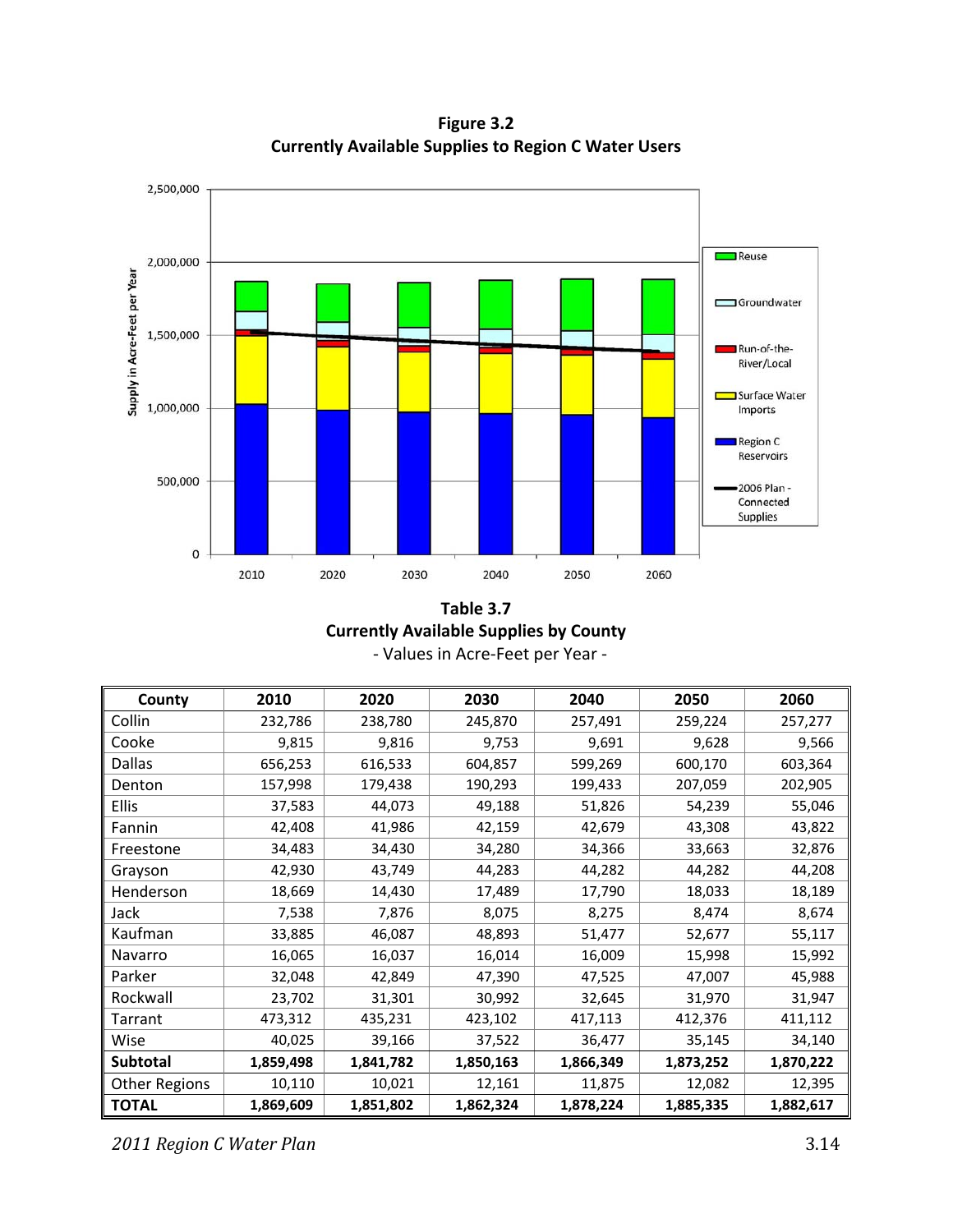**Figure 3.2**
**Currently Available Supplies to Region C Water Users**

**Table 3.7**
**Currently Available Supplies by County**
- Values in Acre-Feet per Year -

| County | 2010 | 2020 | 2030 | 2040 | 2050 | 2060 |
|---|---|---|---|---|---|---|
| Collin | 232,786 | 238,780 | 245,870 | 257,491 | 259,224 | 257,277 |
| Cooke | 9,815 | 9,816 | 9,753 | 9,691 | 9,628 | 9,566 |
| Dallas | 656,253 | 616,533 | 604,857 | 599,269 | 600,170 | 603,364 |
| Denton | 157,998 | 179,438 | 190,293 | 199,433 | 207,059 | 202,905 |
| Ellis | 37,583 | 44,073 | 49,188 | 51,826 | 54,239 | 55,046 |
| Fannin | 42,408 | 41,986 | 42,159 | 42,679 | 43,308 | 43,822 |
| Freestone | 34,483 | 34,430 | 34,280 | 34,366 | 33,663 | 32,876 |
| Grayson | 42,930 | 43,749 | 44,283 | 44,282 | 44,282 | 44,208 |
| Henderson | 18,669 | 14,430 | 17,489 | 17,790 | 18,033 | 18,189 |
| Jack | 7,538 | 7,876 | 8,075 | 8,275 | 8,474 | 8,674 |
| Kaufman | 33,885 | 46,087 | 48,893 | 51,477 | 52,677 | 55,117 |
| Navarro | 16,065 | 16,037 | 16,014 | 16,009 | 15,998 | 15,992 |
| Parker | 32,048 | 42,849 | 47,390 | 47,525 | 47,007 | 45,988 |
| Rockwall | 23,702 | 31,301 | 30,992 | 32,645 | 31,970 | 31,947 |
| Tarrant | 473,312 | 435,231 | 423,102 | 417,113 | 412,376 | 411,112 |
| Wise | 40,025 | 39,166 | 37,522 | 36,477 | 35,145 | 34,140 |
| **Subtotal** | **1,859,498** | **1,841,782** | **1,850,163** | **1,866,349** | **1,873,252** | **1,870,222** |
| Other Regions | 10,110 | 10,021 | 12,161 | 11,875 | 12,082 | 12,395 |
| **TOTAL** | **1,869,609** | **1,851,802** | **1,862,324** | **1,878,224** | **1,885,335** | **1,882,617** |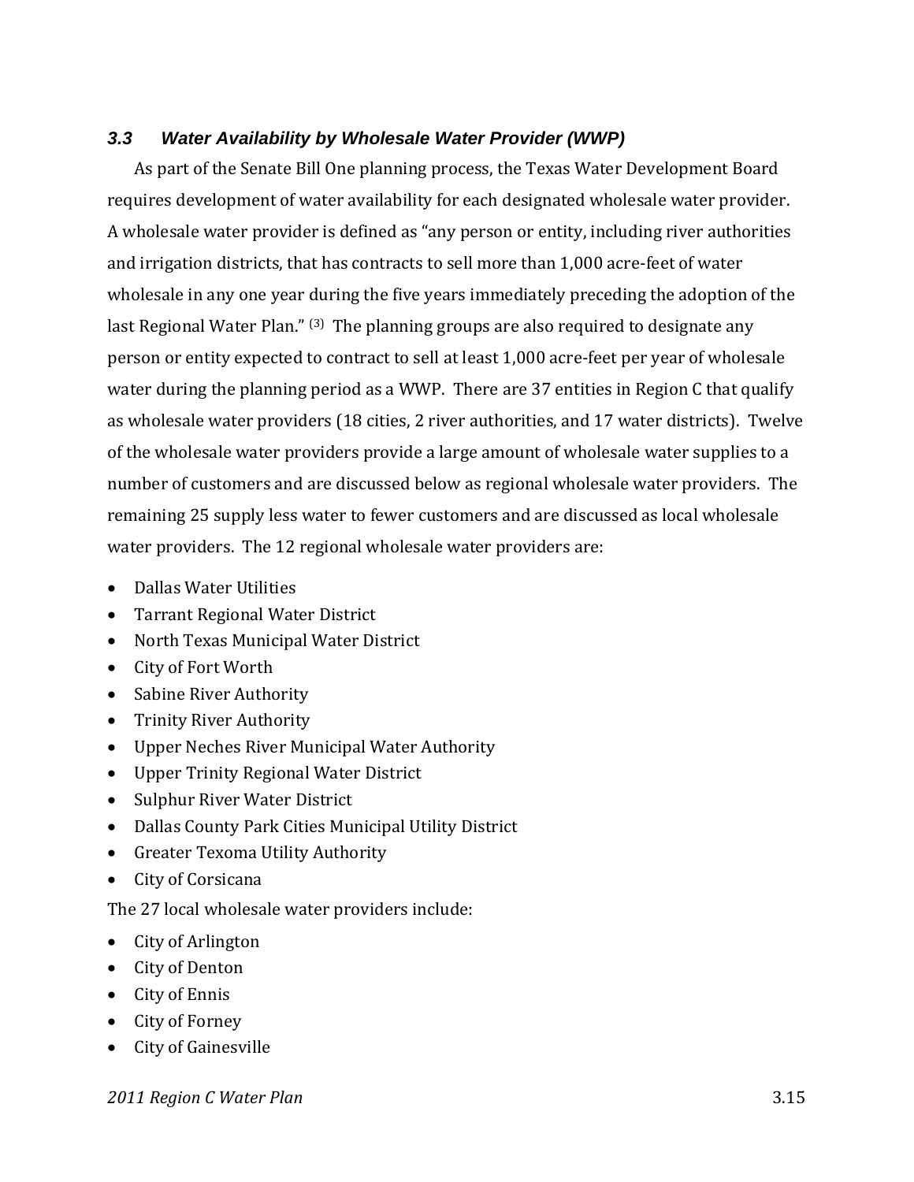### *3.3 Water Availability by Wholesale Water Provider (WWP)*

As part of the Senate Bill One planning process, the Texas Water Development Board requires development of water availability for each designated wholesale water provider. A wholesale water provider is defined as "any person or entity, including river authorities and irrigation districts, that has contracts to sell more than 1,000 acre-feet of water wholesale in any one year during the five years immediately preceding the adoption of the last Regional Water Plan." [3] The planning groups are also required to designate any person or entity expected to contract to sell at least 1,000 acre-feet per year of wholesale water during the planning period as a WWP. There are 37 entities in Region C that qualify as wholesale water providers (18 cities, 2 river authorities, and 17 water districts). Twelve of the wholesale water providers provide a large amount of wholesale water supplies to a number of customers and are discussed below as regional wholesale water providers. The remaining 25 supply less water to fewer customers and are discussed as local wholesale water providers. The 12 regional wholesale water providers are:

- Dallas Water Utilities
- Tarrant Regional Water District
- North Texas Municipal Water District
- City of Fort Worth
- Sabine River Authority
- Trinity River Authority
- Upper Neches River Municipal Water Authority
- Upper Trinity Regional Water District
- Sulphur River Water District
- Dallas County Park Cities Municipal Utility District
- Greater Texoma Utility Authority
- City of Corsicana

The 27 local wholesale water providers include:

- City of Arlington
- City of Denton
- City of Ennis
- City of Forney
- City of Gainesville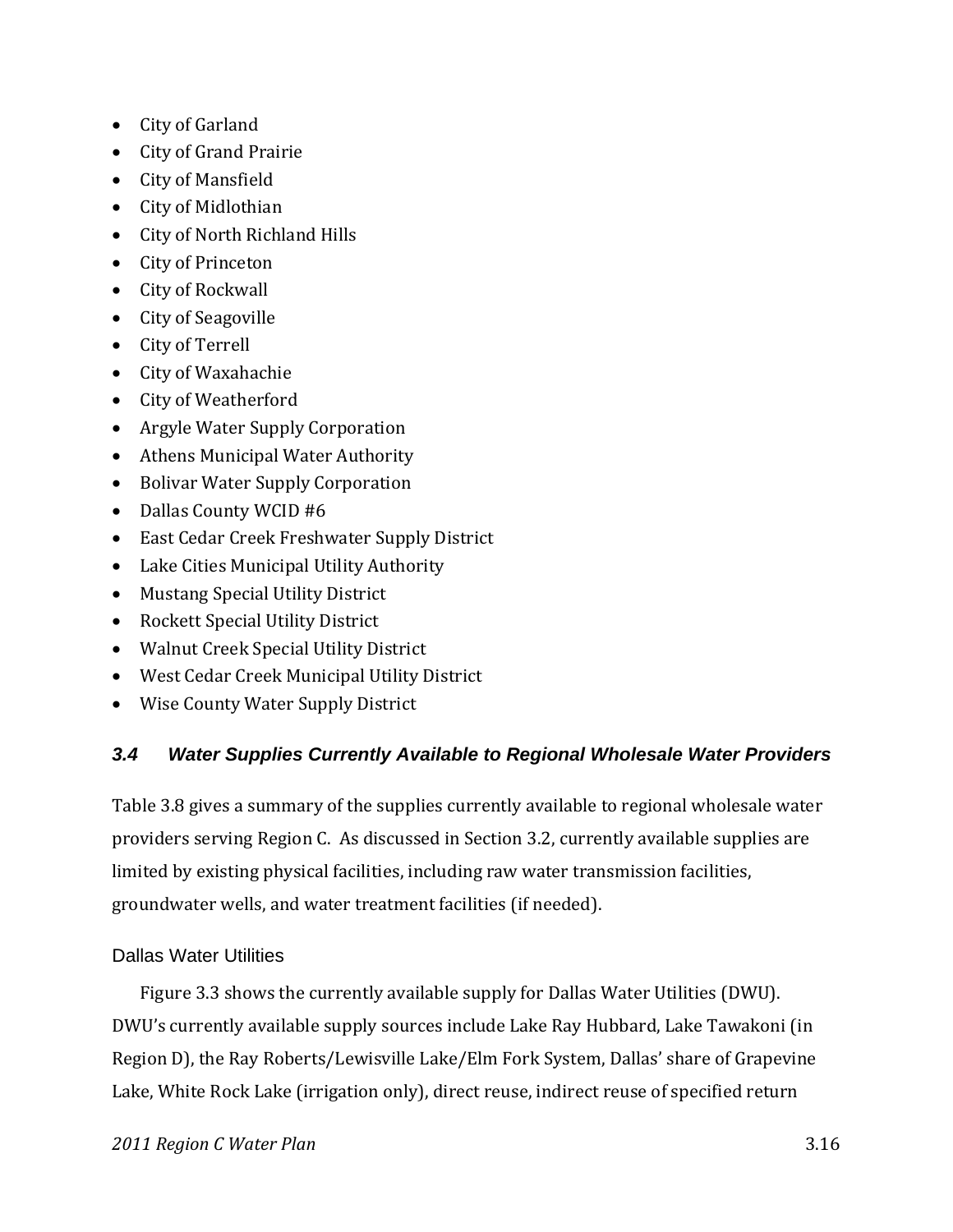- City of Garland
- City of Grand Prairie
- City of Mansfield
- City of Midlothian
- City of North Richland Hills
- City of Princeton
- City of Rockwall
- City of Seagoville
- City of Terrell
- City of Waxahachie
- City of Weatherford
- Argyle Water Supply Corporation
- Athens Municipal Water Authority
- Bolivar Water Supply Corporation
- Dallas County WCID #6
- East Cedar Creek Freshwater Supply District
- Lake Cities Municipal Utility Authority
- Mustang Special Utility District
- Rockett Special Utility District
- Walnut Creek Special Utility District
- West Cedar Creek Municipal Utility District
- Wise County Water Supply District

## *3.4 Water Supplies Currently Available to Regional Wholesale Water Providers*

Table 3.8 gives a summary of the supplies currently available to regional wholesale water providers serving Region C. As discussed in Section 3.2, currently available supplies are limited by existing physical facilities, including raw water transmission facilities, groundwater wells, and water treatment facilities (if needed).

### Dallas Water Utilities

Figure 3.3 shows the currently available supply for Dallas Water Utilities (DWU). DWU's currently available supply sources include Lake Ray Hubbard, Lake Tawakoni (in Region D), the Ray Roberts/Lewisville Lake/Elm Fork System, Dallas' share of Grapevine Lake, White Rock Lake (irrigation only), direct reuse, indirect reuse of specified return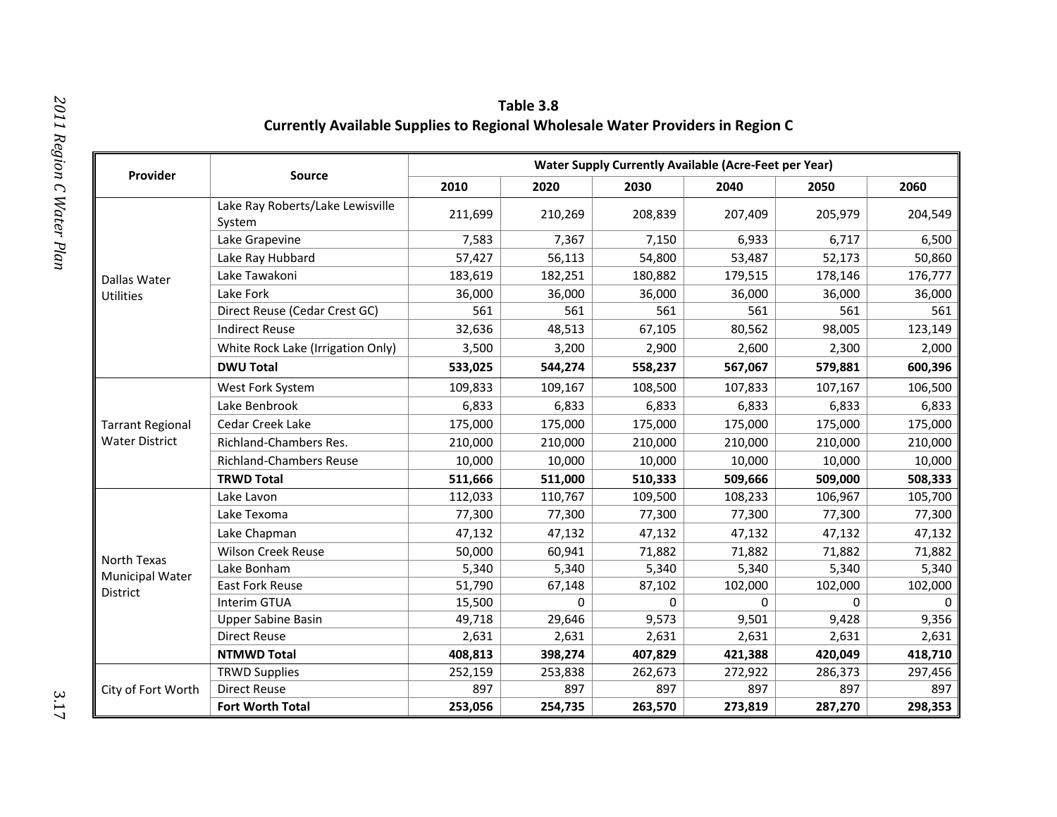**Table 3.8**
**Currently Available Supplies to Regional Wholesale Water Providers in Region C**

| Provider | Source | Water Supply Currently Available (Acre-Feet per Year) | | | | | |
|---|---|---|---|---|---|---|---|
| | | 2010 | 2020 | 2030 | 2040 | 2050 | 2060 |
| Dallas Water Utilities | Lake Ray Roberts/Lake Lewisville System | 211,699 | 210,269 | 208,839 | 207,409 | 205,979 | 204,549 |
| | Lake Grapevine | 7,583 | 7,367 | 7,150 | 6,933 | 6,717 | 6,500 |
| | Lake Ray Hubbard | 57,427 | 56,113 | 54,800 | 53,487 | 52,173 | 50,860 |
| | Lake Tawakoni | 183,619 | 182,251 | 180,882 | 179,515 | 178,146 | 176,777 |
| | Lake Fork | 36,000 | 36,000 | 36,000 | 36,000 | 36,000 | 36,000 |
| | Direct Reuse (Cedar Crest GC) | 561 | 561 | 561 | 561 | 561 | 561 |
| | Indirect Reuse | 32,636 | 48,513 | 67,105 | 80,562 | 98,005 | 123,149 |
| | White Rock Lake (Irrigation Only) | 3,500 | 3,200 | 2,900 | 2,600 | 2,300 | 2,000 |
| | **DWU Total** | **533,025** | **544,274** | **558,237** | **567,067** | **579,881** | **600,396** |
| Tarrant Regional Water District | West Fork System | 109,833 | 109,167 | 108,500 | 107,833 | 107,167 | 106,500 |
| | Lake Benbrook | 6,833 | 6,833 | 6,833 | 6,833 | 6,833 | 6,833 |
| | Cedar Creek Lake | 175,000 | 175,000 | 175,000 | 175,000 | 175,000 | 175,000 |
| | Richland-Chambers Res. | 210,000 | 210,000 | 210,000 | 210,000 | 210,000 | 210,000 |
| | Richland-Chambers Reuse | 10,000 | 10,000 | 10,000 | 10,000 | 10,000 | 10,000 |
| | **TRWD Total** | **511,666** | **511,000** | **510,333** | **509,666** | **509,000** | **508,333** |
| North Texas Municipal Water District | Lake Lavon | 112,033 | 110,767 | 109,500 | 108,233 | 106,967 | 105,700 |
| | Lake Texoma | 77,300 | 77,300 | 77,300 | 77,300 | 77,300 | 77,300 |
| | Lake Chapman | 47,132 | 47,132 | 47,132 | 47,132 | 47,132 | 47,132 |
| | Wilson Creek Reuse | 50,000 | 60,941 | 71,882 | 71,882 | 71,882 | 71,882 |
| | Lake Bonham | 5,340 | 5,340 | 5,340 | 5,340 | 5,340 | 5,340 |
| | East Fork Reuse | 51,790 | 67,148 | 87,102 | 102,000 | 102,000 | 102,000 |
| | Interim GTUA | 15,500 | 0 | 0 | 0 | 0 | 0 |
| | Upper Sabine Basin | 49,718 | 29,646 | 9,573 | 9,501 | 9,428 | 9,356 |
| | Direct Reuse | 2,631 | 2,631 | 2,631 | 2,631 | 2,631 | 2,631 |
| | **NTMWD Total** | **408,813** | **398,274** | **407,829** | **421,388** | **420,049** | **418,710** |
| City of Fort Worth | TRWD Supplies | 252,159 | 253,838 | 262,673 | 272,922 | 286,373 | 297,456 |
| | Direct Reuse | 897 | 897 | 897 | 897 | 897 | 897 |
| | **Fort Worth Total** | **253,056** | **254,735** | **263,570** | **273,819** | **287,270** | **298,353** |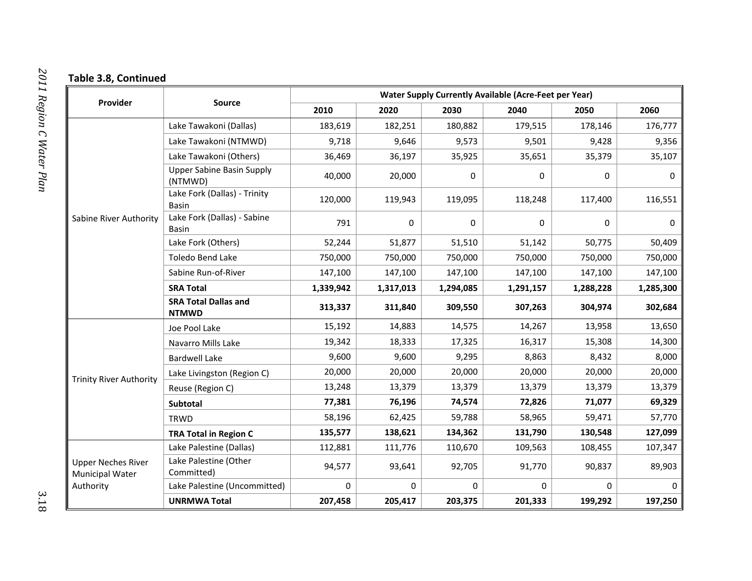**Table 3.8, Continued**

| Provider | Source | Water Supply Currently Available (Acre-Feet per Year) | | | | | |
|---|---|---|---|---|---|---|---|
| | | 2010 | 2020 | 2030 | 2040 | 2050 | 2060 |
| Sabine River Authority | Lake Tawakoni (Dallas) | 183,619 | 182,251 | 180,882 | 179,515 | 178,146 | 176,777 |
| | Lake Tawakoni (NTMWD) | 9,718 | 9,646 | 9,573 | 9,501 | 9,428 | 9,356 |
| | Lake Tawakoni (Others) | 36,469 | 36,197 | 35,925 | 35,651 | 35,379 | 35,107 |
| | Upper Sabine Basin Supply (NTMWD) | 40,000 | 20,000 | 0 | 0 | 0 | 0 |
| | Lake Fork (Dallas) - Trinity Basin | 120,000 | 119,943 | 119,095 | 118,248 | 117,400 | 116,551 |
| | Lake Fork (Dallas) - Sabine Basin | 791 | 0 | 0 | 0 | 0 | 0 |
| | Lake Fork (Others) | 52,244 | 51,877 | 51,510 | 51,142 | 50,775 | 50,409 |
| | Toledo Bend Lake | 750,000 | 750,000 | 750,000 | 750,000 | 750,000 | 750,000 |
| | Sabine Run-of-River | 147,100 | 147,100 | 147,100 | 147,100 | 147,100 | 147,100 |
| | **SRA Total** | **1,339,942** | **1,317,013** | **1,294,085** | **1,291,157** | **1,288,228** | **1,285,300** |
| | **SRA Total Dallas and NTMWD** | **313,337** | **311,840** | **309,550** | **307,263** | **304,974** | **302,684** |
| Trinity River Authority | Joe Pool Lake | 15,192 | 14,883 | 14,575 | 14,267 | 13,958 | 13,650 |
| | Navarro Mills Lake | 19,342 | 18,333 | 17,325 | 16,317 | 15,308 | 14,300 |
| | Bardwell Lake | 9,600 | 9,600 | 9,295 | 8,863 | 8,432 | 8,000 |
| | Lake Livingston (Region C) | 20,000 | 20,000 | 20,000 | 20,000 | 20,000 | 20,000 |
| | Reuse (Region C) | 13,248 | 13,379 | 13,379 | 13,379 | 13,379 | 13,379 |
| | **Subtotal** | **77,381** | **76,196** | **74,574** | **72,826** | **71,077** | **69,329** |
| | TRWD | 58,196 | 62,425 | 59,788 | 58,965 | 59,471 | 57,770 |
| | **TRA Total in Region C** | **135,577** | **138,621** | **134,362** | **131,790** | **130,548** | **127,099** |
| Upper Neches River Municipal Water Authority | Lake Palestine (Dallas) | 112,881 | 111,776 | 110,670 | 109,563 | 108,455 | 107,347 |
| | Lake Palestine (Other Committed) | 94,577 | 93,641 | 92,705 | 91,770 | 90,837 | 89,903 |
| | Lake Palestine (Uncommitted) | 0 | 0 | 0 | 0 | 0 | 0 |
| | **UNRMWA Total** | **207,458** | **205,417** | **203,375** | **201,333** | **199,292** | **197,250** |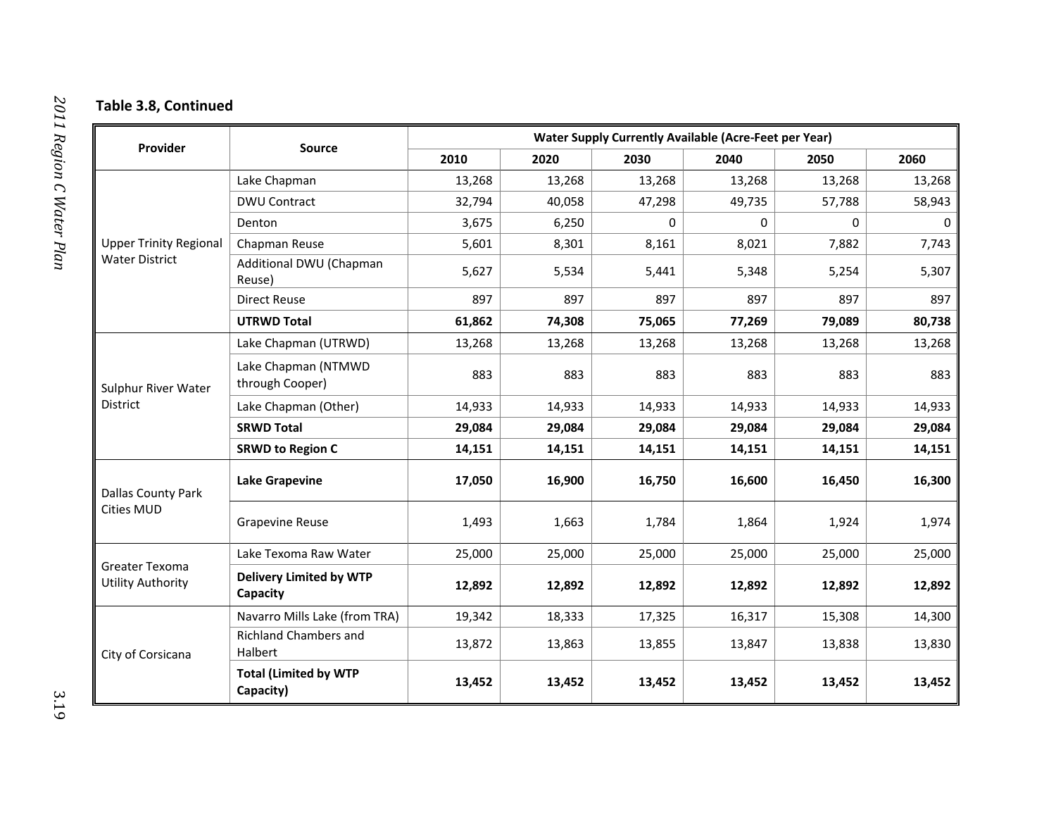**Table 3.8, Continued**

| Provider | Source | Water Supply Currently Available (Acre-Feet per Year) | | | | | |
|---|---|---|---|---|---|---|---|
| | | 2010 | 2020 | 2030 | 2040 | 2050 | 2060 |
| Upper Trinity Regional Water District | Lake Chapman | 13,268 | 13,268 | 13,268 | 13,268 | 13,268 | 13,268 |
| | DWU Contract | 32,794 | 40,058 | 47,298 | 49,735 | 57,788 | 58,943 |
| | Denton | 3,675 | 6,250 | 0 | 0 | 0 | 0 |
| | Chapman Reuse | 5,601 | 8,301 | 8,161 | 8,021 | 7,882 | 7,743 |
| | Additional DWU (Chapman Reuse) | 5,627 | 5,534 | 5,441 | 5,348 | 5,254 | 5,307 |
| | Direct Reuse | 897 | 897 | 897 | 897 | 897 | 897 |
| | **UTRWD Total** | **61,862** | **74,308** | **75,065** | **77,269** | **79,089** | **80,738** |
| Sulphur River Water District | Lake Chapman (UTRWD) | 13,268 | 13,268 | 13,268 | 13,268 | 13,268 | 13,268 |
| | Lake Chapman (NTMWD through Cooper) | 883 | 883 | 883 | 883 | 883 | 883 |
| | Lake Chapman (Other) | 14,933 | 14,933 | 14,933 | 14,933 | 14,933 | 14,933 |
| | **SRWD Total** | **29,084** | **29,084** | **29,084** | **29,084** | **29,084** | **29,084** |
| | **SRWD to Region C** | **14,151** | **14,151** | **14,151** | **14,151** | **14,151** | **14,151** |
| Dallas County Park Cities MUD | **Lake Grapevine** | **17,050** | **16,900** | **16,750** | **16,600** | **16,450** | **16,300** |
| | Grapevine Reuse | 1,493 | 1,663 | 1,784 | 1,864 | 1,924 | 1,974 |
| Greater Texoma Utility Authority | Lake Texoma Raw Water | 25,000 | 25,000 | 25,000 | 25,000 | 25,000 | 25,000 |
| | **Delivery Limited by WTP Capacity** | **12,892** | **12,892** | **12,892** | **12,892** | **12,892** | **12,892** |
| City of Corsicana | Navarro Mills Lake (from TRA) | 19,342 | 18,333 | 17,325 | 16,317 | 15,308 | 14,300 |
| | Richland Chambers and Halbert | 13,872 | 13,863 | 13,855 | 13,847 | 13,838 | 13,830 |
| | **Total (Limited by WTP Capacity)** | **13,452** | **13,452** | **13,452** | **13,452** | **13,452** | **13,452** |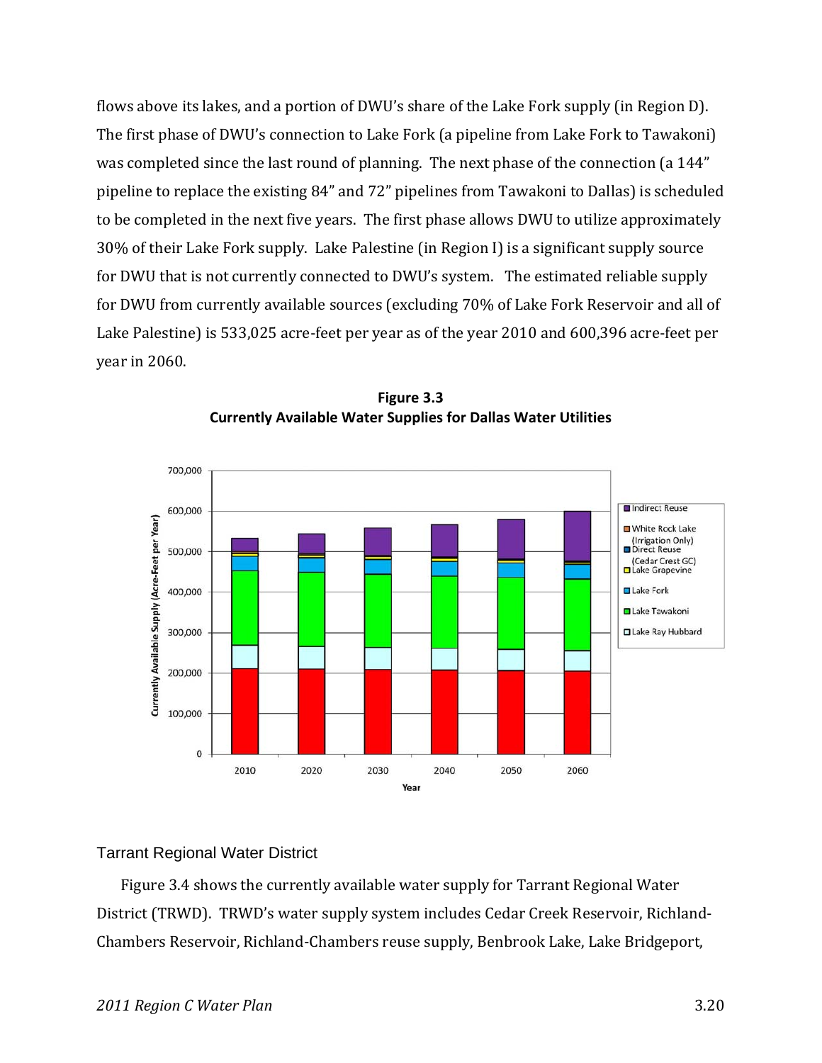flows above its lakes, and a portion of DWU's share of the Lake Fork supply (in Region D). The first phase of DWU's connection to Lake Fork (a pipeline from Lake Fork to Tawakoni) was completed since the last round of planning. The next phase of the connection (a 144" pipeline to replace the existing 84" and 72" pipelines from Tawakoni to Dallas) is scheduled to be completed in the next five years. The first phase allows DWU to utilize approximately 30% of their Lake Fork supply. Lake Palestine (in Region I) is a significant supply source for DWU that is not currently connected to DWU's system. The estimated reliable supply for DWU from currently available sources (excluding 70% of Lake Fork Reservoir and all of Lake Palestine) is 533,025 acre-feet per year as of the year 2010 and 600,396 acre-feet per year in 2060.

**Figure 3.3**
**Currently Available Water Supplies for Dallas Water Utilities**

## Tarrant Regional Water District

Figure 3.4 shows the currently available water supply for Tarrant Regional Water District (TRWD). TRWD's water supply system includes Cedar Creek Reservoir, Richland-Chambers Reservoir, Richland-Chambers reuse supply, Benbrook Lake, Lake Bridgeport,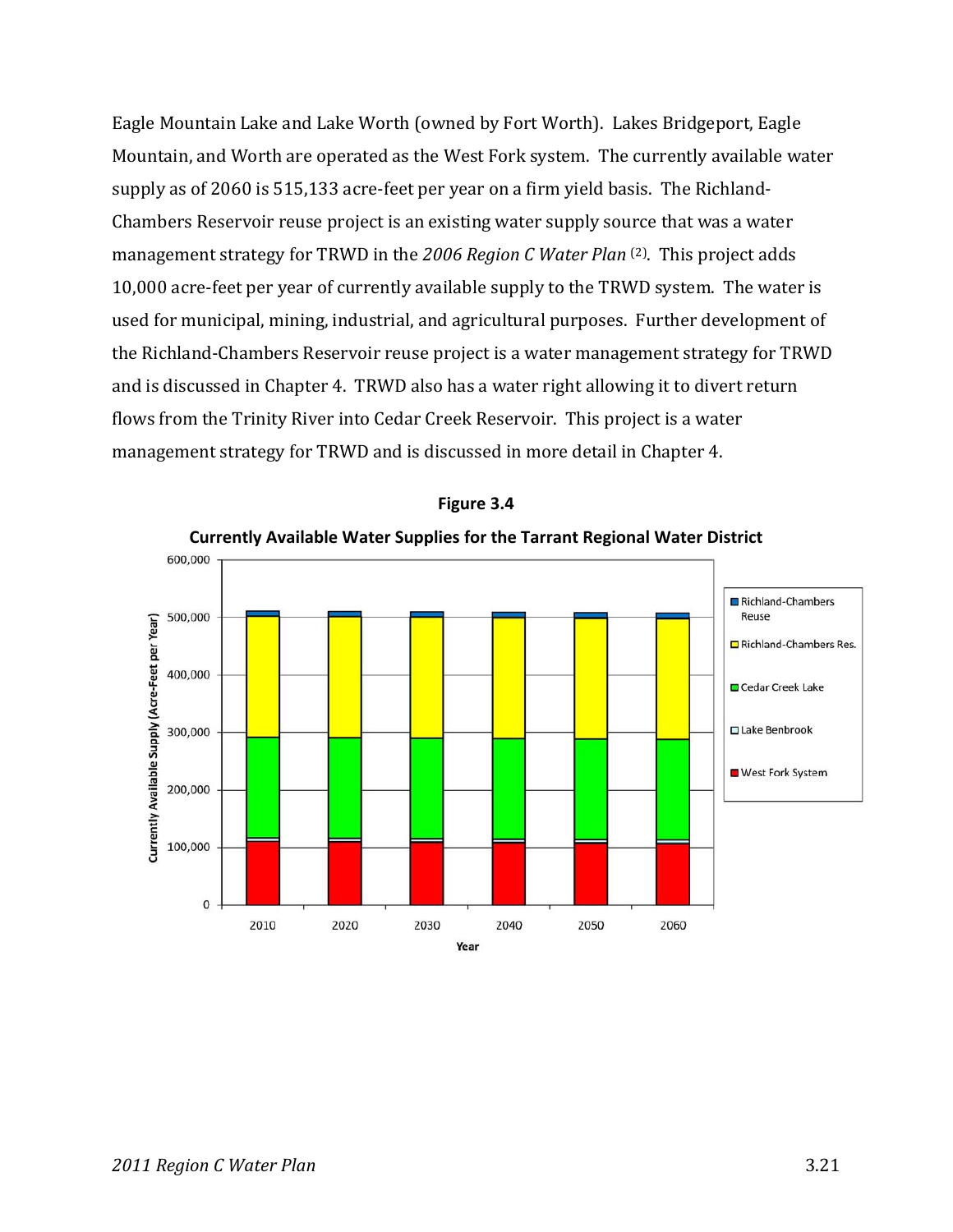Eagle Mountain Lake and Lake Worth (owned by Fort Worth). Lakes Bridgeport, Eagle Mountain, and Worth are operated as the West Fork system. The currently available water supply as of 2060 is 515,133 acre-feet per year on a firm yield basis. The Richland-Chambers Reservoir reuse project is an existing water supply source that was a water management strategy for TRWD in the *2006 Region C Water Plan* [2]. This project adds 10,000 acre-feet per year of currently available supply to the TRWD system. The water is used for municipal, mining, industrial, and agricultural purposes. Further development of the Richland-Chambers Reservoir reuse project is a water management strategy for TRWD and is discussed in Chapter 4. TRWD also has a water right allowing it to divert return flows from the Trinity River into Cedar Creek Reservoir. This project is a water management strategy for TRWD and is discussed in more detail in Chapter 4.

**Figure 3.4**

**Currently Available Water Supplies for the Tarrant Regional Water District**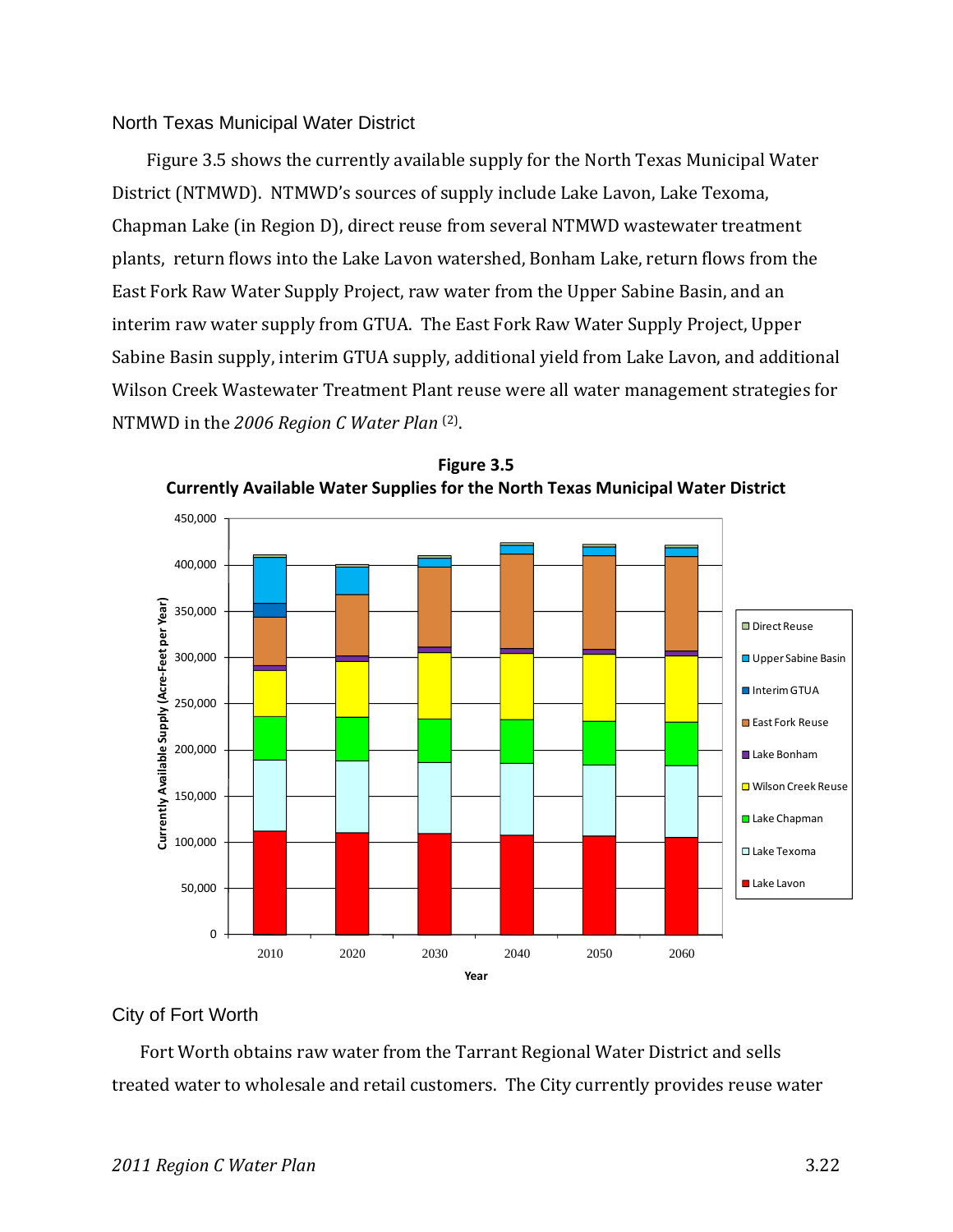## North Texas Municipal Water District

Figure 3.5 shows the currently available supply for the North Texas Municipal Water District (NTMWD). NTMWD's sources of supply include Lake Lavon, Lake Texoma, Chapman Lake (in Region D), direct reuse from several NTMWD wastewater treatment plants, return flows into the Lake Lavon watershed, Bonham Lake, return flows from the East Fork Raw Water Supply Project, raw water from the Upper Sabine Basin, and an interim raw water supply from GTUA. The East Fork Raw Water Supply Project, Upper Sabine Basin supply, interim GTUA supply, additional yield from Lake Lavon, and additional Wilson Creek Wastewater Treatment Plant reuse were all water management strategies for NTMWD in the *2006 Region C Water Plan* [(2)].

**Figure 3.5**
**Currently Available Water Supplies for the North Texas Municipal Water District**

## City of Fort Worth

Fort Worth obtains raw water from the Tarrant Regional Water District and sells treated water to wholesale and retail customers. The City currently provides reuse water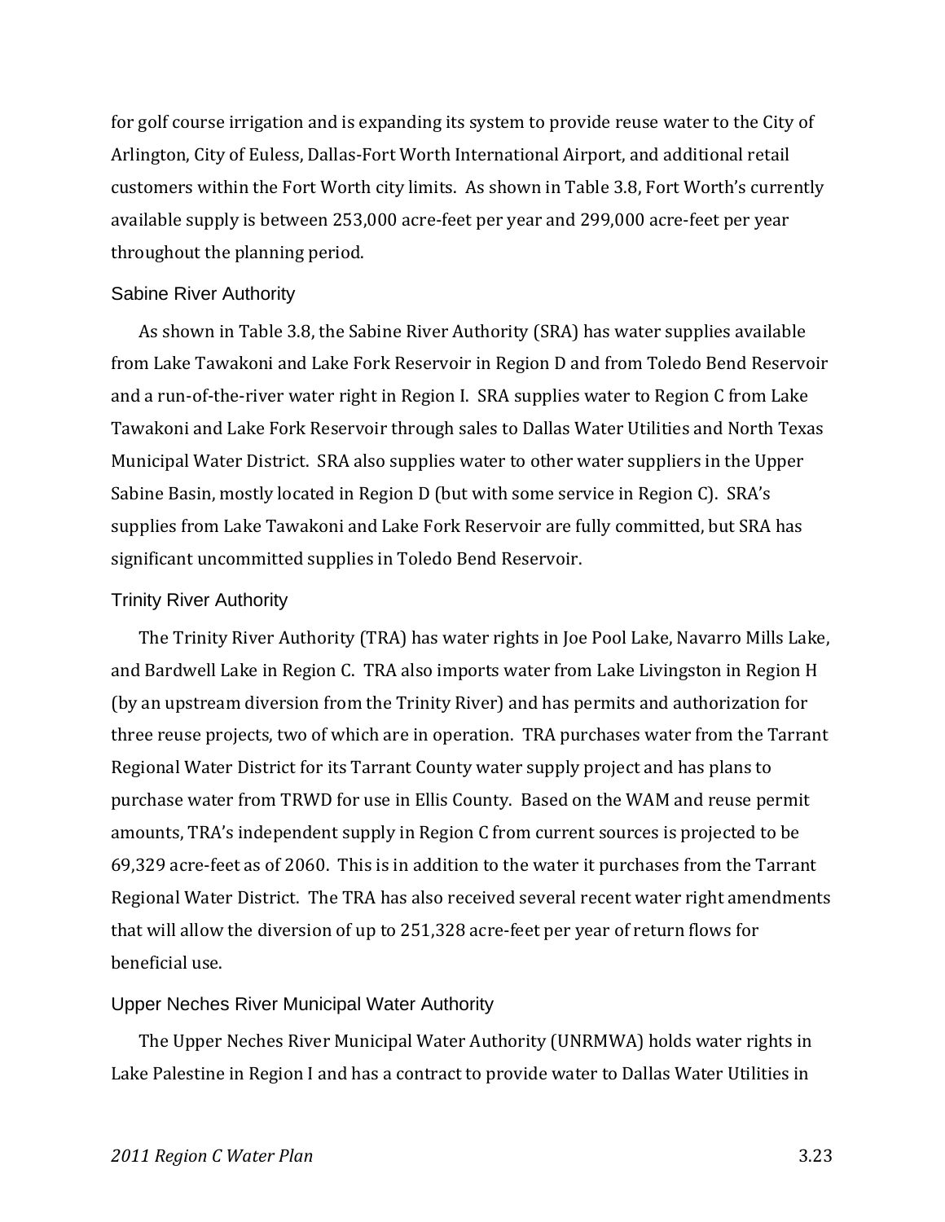for golf course irrigation and is expanding its system to provide reuse water to the City of Arlington, City of Euless, Dallas-Fort Worth International Airport, and additional retail customers within the Fort Worth city limits. As shown in Table 3.8, Fort Worth's currently available supply is between 253,000 acre-feet per year and 299,000 acre-feet per year throughout the planning period.

### Sabine River Authority

As shown in Table 3.8, the Sabine River Authority (SRA) has water supplies available from Lake Tawakoni and Lake Fork Reservoir in Region D and from Toledo Bend Reservoir and a run-of-the-river water right in Region I. SRA supplies water to Region C from Lake Tawakoni and Lake Fork Reservoir through sales to Dallas Water Utilities and North Texas Municipal Water District. SRA also supplies water to other water suppliers in the Upper Sabine Basin, mostly located in Region D (but with some service in Region C). SRA's supplies from Lake Tawakoni and Lake Fork Reservoir are fully committed, but SRA has significant uncommitted supplies in Toledo Bend Reservoir.

### Trinity River Authority

The Trinity River Authority (TRA) has water rights in Joe Pool Lake, Navarro Mills Lake, and Bardwell Lake in Region C. TRA also imports water from Lake Livingston in Region H (by an upstream diversion from the Trinity River) and has permits and authorization for three reuse projects, two of which are in operation. TRA purchases water from the Tarrant Regional Water District for its Tarrant County water supply project and has plans to purchase water from TRWD for use in Ellis County. Based on the WAM and reuse permit amounts, TRA's independent supply in Region C from current sources is projected to be 69,329 acre-feet as of 2060. This is in addition to the water it purchases from the Tarrant Regional Water District. The TRA has also received several recent water right amendments that will allow the diversion of up to 251,328 acre-feet per year of return flows for beneficial use.

### Upper Neches River Municipal Water Authority

The Upper Neches River Municipal Water Authority (UNRMWA) holds water rights in Lake Palestine in Region I and has a contract to provide water to Dallas Water Utilities in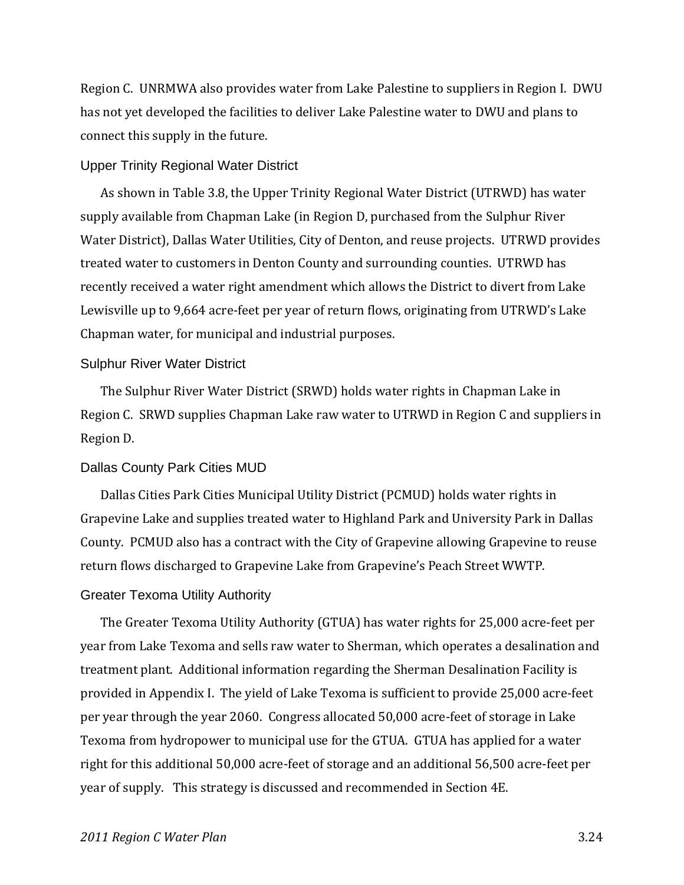Region C. UNRMWA also provides water from Lake Palestine to suppliers in Region I. DWU has not yet developed the facilities to deliver Lake Palestine water to DWU and plans to connect this supply in the future.

### Upper Trinity Regional Water District

As shown in Table 3.8, the Upper Trinity Regional Water District (UTRWD) has water supply available from Chapman Lake (in Region D, purchased from the Sulphur River Water District), Dallas Water Utilities, City of Denton, and reuse projects. UTRWD provides treated water to customers in Denton County and surrounding counties. UTRWD has recently received a water right amendment which allows the District to divert from Lake Lewisville up to 9,664 acre-feet per year of return flows, originating from UTRWD's Lake Chapman water, for municipal and industrial purposes.

### Sulphur River Water District

The Sulphur River Water District (SRWD) holds water rights in Chapman Lake in Region C. SRWD supplies Chapman Lake raw water to UTRWD in Region C and suppliers in Region D.

### Dallas County Park Cities MUD

Dallas Cities Park Cities Municipal Utility District (PCMUD) holds water rights in Grapevine Lake and supplies treated water to Highland Park and University Park in Dallas County. PCMUD also has a contract with the City of Grapevine allowing Grapevine to reuse return flows discharged to Grapevine Lake from Grapevine's Peach Street WWTP.

### Greater Texoma Utility Authority

The Greater Texoma Utility Authority (GTUA) has water rights for 25,000 acre-feet per year from Lake Texoma and sells raw water to Sherman, which operates a desalination and treatment plant. Additional information regarding the Sherman Desalination Facility is provided in Appendix I. The yield of Lake Texoma is sufficient to provide 25,000 acre-feet per year through the year 2060. Congress allocated 50,000 acre-feet of storage in Lake Texoma from hydropower to municipal use for the GTUA. GTUA has applied for a water right for this additional 50,000 acre-feet of storage and an additional 56,500 acre-feet per year of supply. This strategy is discussed and recommended in Section 4E.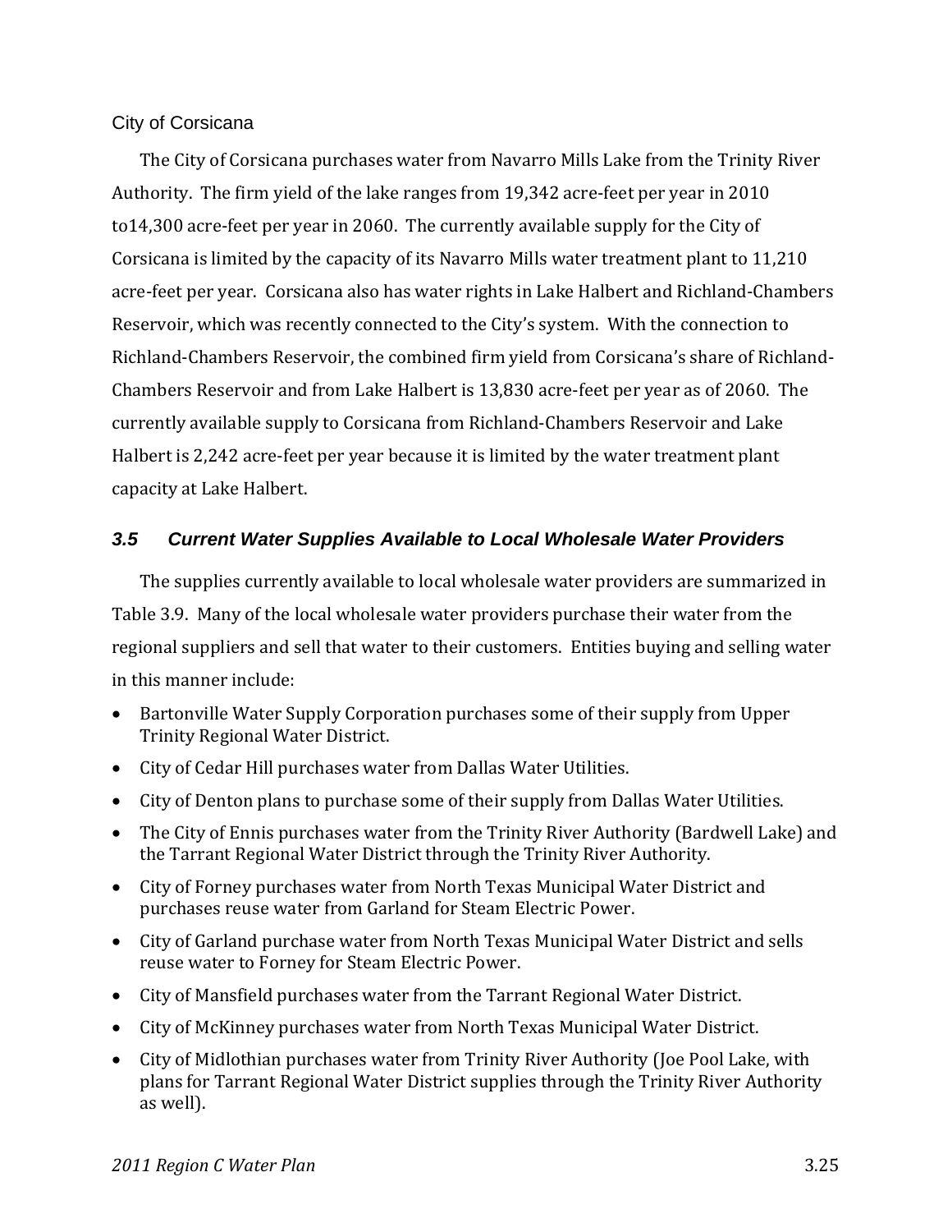### City of Corsicana

The City of Corsicana purchases water from Navarro Mills Lake from the Trinity River Authority. The firm yield of the lake ranges from 19,342 acre-feet per year in 2010 to14,300 acre-feet per year in 2060. The currently available supply for the City of Corsicana is limited by the capacity of its Navarro Mills water treatment plant to 11,210 acre-feet per year. Corsicana also has water rights in Lake Halbert and Richland-Chambers Reservoir, which was recently connected to the City's system. With the connection to Richland-Chambers Reservoir, the combined firm yield from Corsicana's share of Richland-Chambers Reservoir and from Lake Halbert is 13,830 acre-feet per year as of 2060. The currently available supply to Corsicana from Richland-Chambers Reservoir and Lake Halbert is 2,242 acre-feet per year because it is limited by the water treatment plant capacity at Lake Halbert.

## *3.5 Current Water Supplies Available to Local Wholesale Water Providers*

The supplies currently available to local wholesale water providers are summarized in Table 3.9. Many of the local wholesale water providers purchase their water from the regional suppliers and sell that water to their customers. Entities buying and selling water in this manner include:

- Bartonville Water Supply Corporation purchases some of their supply from Upper Trinity Regional Water District.
- City of Cedar Hill purchases water from Dallas Water Utilities.
- City of Denton plans to purchase some of their supply from Dallas Water Utilities.
- The City of Ennis purchases water from the Trinity River Authority (Bardwell Lake) and the Tarrant Regional Water District through the Trinity River Authority.
- City of Forney purchases water from North Texas Municipal Water District and purchases reuse water from Garland for Steam Electric Power.
- City of Garland purchase water from North Texas Municipal Water District and sells reuse water to Forney for Steam Electric Power.
- City of Mansfield purchases water from the Tarrant Regional Water District.
- City of McKinney purchases water from North Texas Municipal Water District.
- City of Midlothian purchases water from Trinity River Authority (Joe Pool Lake, with plans for Tarrant Regional Water District supplies through the Trinity River Authority as well).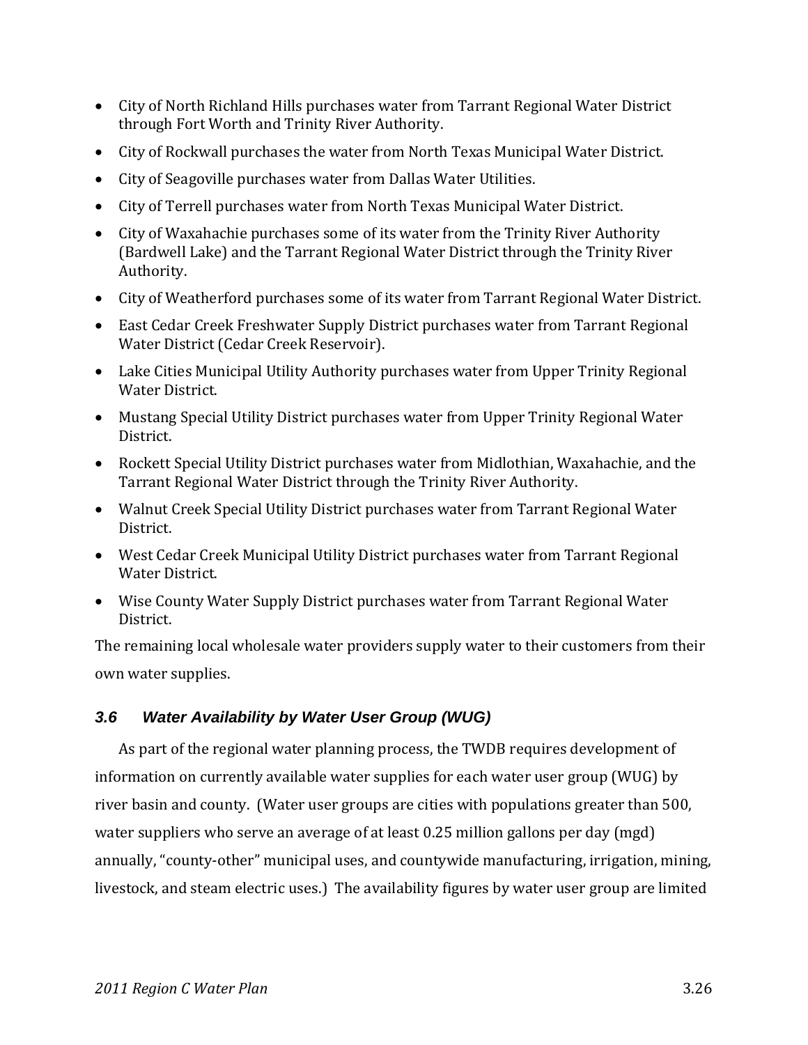- City of North Richland Hills purchases water from Tarrant Regional Water District through Fort Worth and Trinity River Authority.
- City of Rockwall purchases the water from North Texas Municipal Water District.
- City of Seagoville purchases water from Dallas Water Utilities.
- City of Terrell purchases water from North Texas Municipal Water District.
- City of Waxahachie purchases some of its water from the Trinity River Authority (Bardwell Lake) and the Tarrant Regional Water District through the Trinity River Authority.
- City of Weatherford purchases some of its water from Tarrant Regional Water District.
- East Cedar Creek Freshwater Supply District purchases water from Tarrant Regional Water District (Cedar Creek Reservoir).
- Lake Cities Municipal Utility Authority purchases water from Upper Trinity Regional Water District.
- Mustang Special Utility District purchases water from Upper Trinity Regional Water District.
- Rockett Special Utility District purchases water from Midlothian, Waxahachie, and the Tarrant Regional Water District through the Trinity River Authority.
- Walnut Creek Special Utility District purchases water from Tarrant Regional Water District.
- West Cedar Creek Municipal Utility District purchases water from Tarrant Regional Water District.
- Wise County Water Supply District purchases water from Tarrant Regional Water District.

The remaining local wholesale water providers supply water to their customers from their own water supplies.

### *3.6 Water Availability by Water User Group (WUG)*

As part of the regional water planning process, the TWDB requires development of information on currently available water supplies for each water user group (WUG) by river basin and county. (Water user groups are cities with populations greater than 500, water suppliers who serve an average of at least 0.25 million gallons per day (mgd) annually, "county-other" municipal uses, and countywide manufacturing, irrigation, mining, livestock, and steam electric uses.) The availability figures by water user group are limited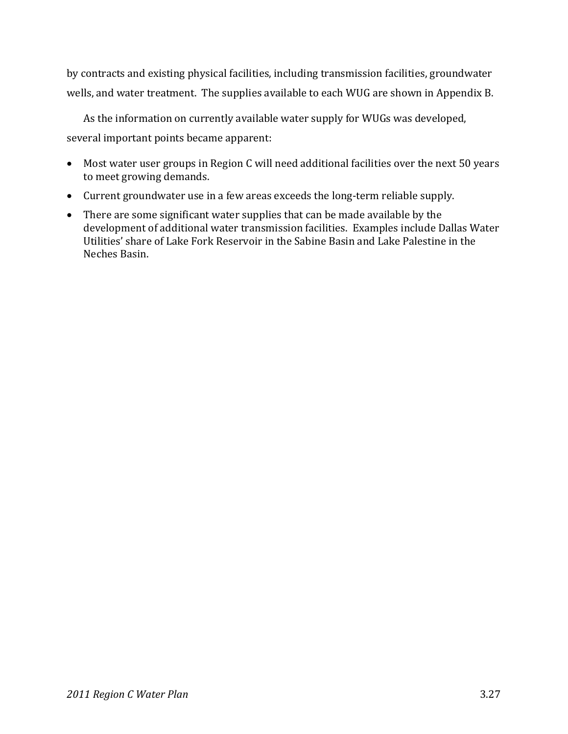by contracts and existing physical facilities, including transmission facilities, groundwater wells, and water treatment. The supplies available to each WUG are shown in Appendix B.

As the information on currently available water supply for WUGs was developed, several important points became apparent:

- Most water user groups in Region C will need additional facilities over the next 50 years to meet growing demands.
- Current groundwater use in a few areas exceeds the long-term reliable supply.
- There are some significant water supplies that can be made available by the development of additional water transmission facilities. Examples include Dallas Water Utilities' share of Lake Fork Reservoir in the Sabine Basin and Lake Palestine in the Neches Basin.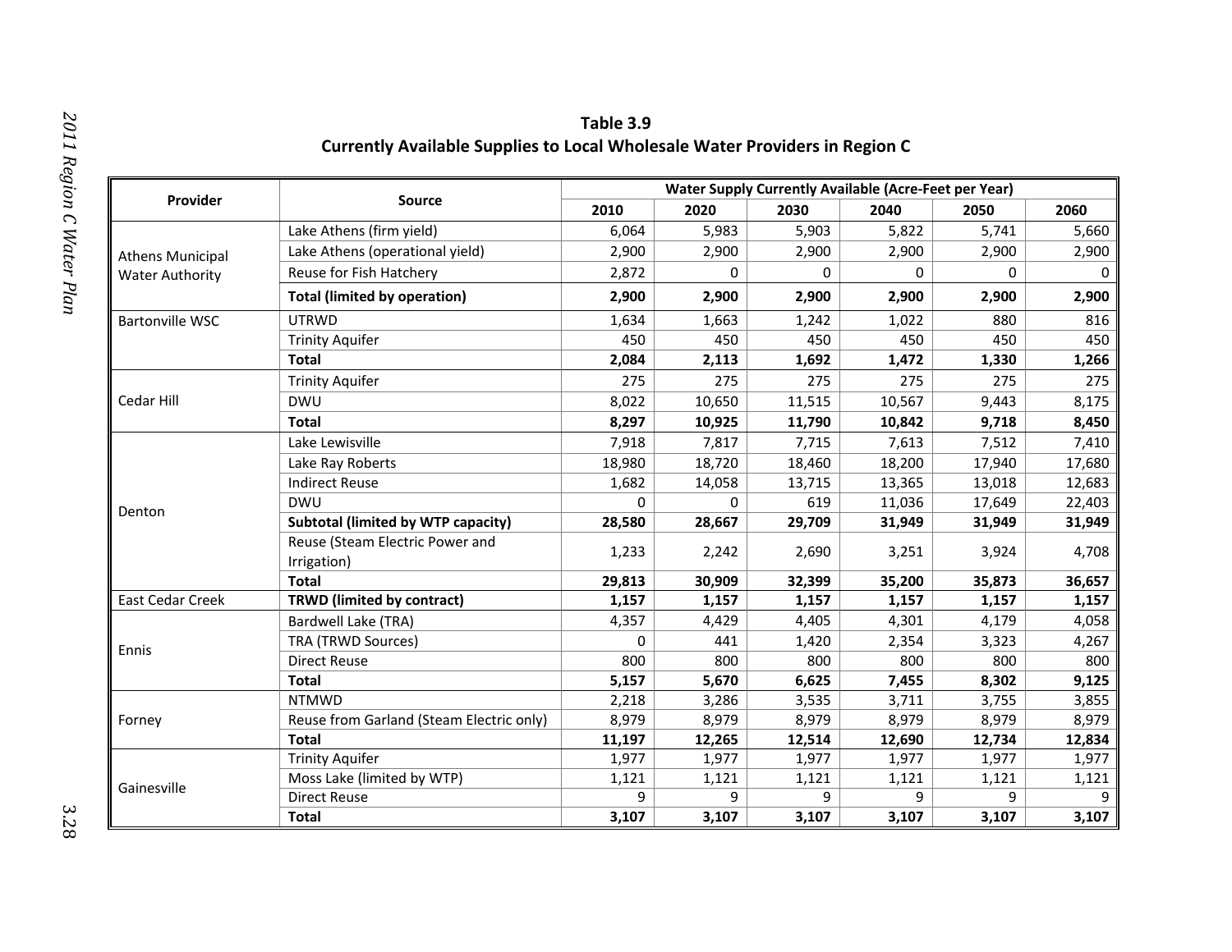**Table 3.9**
**Currently Available Supplies to Local Wholesale Water Providers in Region C**

| Provider | Source | Water Supply Currently Available (Acre-Feet per Year) | | | | | |
|---|---|---|---|---|---|---|---|
| | | 2010 | 2020 | 2030 | 2040 | 2050 | 2060 |
| Athens Municipal Water Authority | Lake Athens (firm yield) | 6,064 | 5,983 | 5,903 | 5,822 | 5,741 | 5,660 |
| | Lake Athens (operational yield) | 2,900 | 2,900 | 2,900 | 2,900 | 2,900 | 2,900 |
| | Reuse for Fish Hatchery | 2,872 | 0 | 0 | 0 | 0 | 0 |
| | **Total (limited by operation)** | **2,900** | **2,900** | **2,900** | **2,900** | **2,900** | **2,900** |
| Bartonville WSC | UTRWD | 1,634 | 1,663 | 1,242 | 1,022 | 880 | 816 |
| | Trinity Aquifer | 450 | 450 | 450 | 450 | 450 | 450 |
| | **Total** | **2,084** | **2,113** | **1,692** | **1,472** | **1,330** | **1,266** |
| Cedar Hill | Trinity Aquifer | 275 | 275 | 275 | 275 | 275 | 275 |
| | DWU | 8,022 | 10,650 | 11,515 | 10,567 | 9,443 | 8,175 |
| | **Total** | **8,297** | **10,925** | **11,790** | **10,842** | **9,718** | **8,450** |
| Denton | Lake Lewisville | 7,918 | 7,817 | 7,715 | 7,613 | 7,512 | 7,410 |
| | Lake Ray Roberts | 18,980 | 18,720 | 18,460 | 18,200 | 17,940 | 17,680 |
| | Indirect Reuse | 1,682 | 14,058 | 13,715 | 13,365 | 13,018 | 12,683 |
| | DWU | 0 | 0 | 619 | 11,036 | 17,649 | 22,403 |
| | **Subtotal (limited by WTP capacity)** | **28,580** | **28,667** | **29,709** | **31,949** | **31,949** | **31,949** |
| | Reuse (Steam Electric Power and Irrigation) | 1,233 | 2,242 | 2,690 | 3,251 | 3,924 | 4,708 |
| | **Total** | **29,813** | **30,909** | **32,399** | **35,200** | **35,873** | **36,657** |
| East Cedar Creek | **TRWD (limited by contract)** | **1,157** | **1,157** | **1,157** | **1,157** | **1,157** | **1,157** |
| Ennis | Bardwell Lake (TRA) | 4,357 | 4,429 | 4,405 | 4,301 | 4,179 | 4,058 |
| | TRA (TRWD Sources) | 0 | 441 | 1,420 | 2,354 | 3,323 | 4,267 |
| | Direct Reuse | 800 | 800 | 800 | 800 | 800 | 800 |
| | **Total** | **5,157** | **5,670** | **6,625** | **7,455** | **8,302** | **9,125** |
| Forney | NTMWD | 2,218 | 3,286 | 3,535 | 3,711 | 3,755 | 3,855 |
| | Reuse from Garland (Steam Electric only) | 8,979 | 8,979 | 8,979 | 8,979 | 8,979 | 8,979 |
| | **Total** | **11,197** | **12,265** | **12,514** | **12,690** | **12,734** | **12,834** |
| Gainesville | Trinity Aquifer | 1,977 | 1,977 | 1,977 | 1,977 | 1,977 | 1,977 |
| | Moss Lake (limited by WTP) | 1,121 | 1,121 | 1,121 | 1,121 | 1,121 | 1,121 |
| | Direct Reuse | 9 | 9 | 9 | 9 | 9 | 9 |
| | **Total** | **3,107** | **3,107** | **3,107** | **3,107** | **3,107** | **3,107** |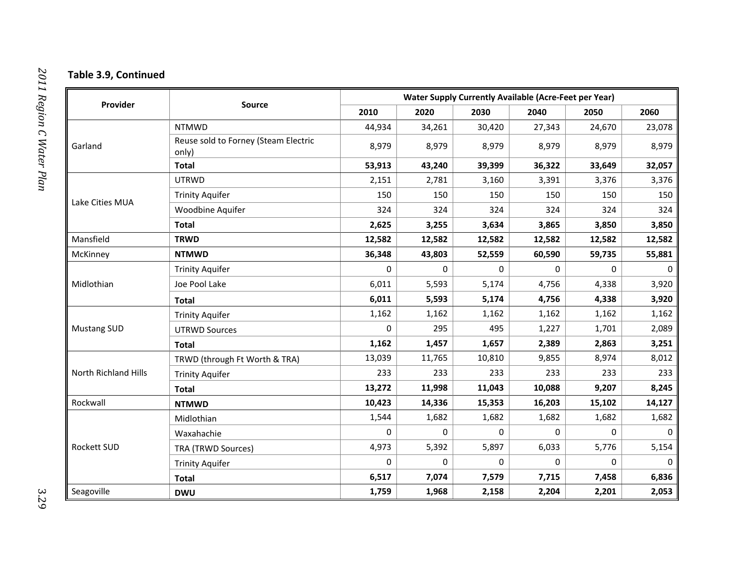### Table 3.9, Continued

| Provider | Source | Water Supply Currently Available (Acre-Feet per Year) | | | | | |
|---|---|---|---|---|---|---|---|
| | | 2010 | 2020 | 2030 | 2040 | 2050 | 2060 |
| Garland | NTMWD | 44,934 | 34,261 | 30,420 | 27,343 | 24,670 | 23,078 |
| | Reuse sold to Forney (Steam Electric only) | 8,979 | 8,979 | 8,979 | 8,979 | 8,979 | 8,979 |
| | **Total** | **53,913** | **43,240** | **39,399** | **36,322** | **33,649** | **32,057** |
| Lake Cities MUA | UTRWD | 2,151 | 2,781 | 3,160 | 3,391 | 3,376 | 3,376 |
| | Trinity Aquifer | 150 | 150 | 150 | 150 | 150 | 150 |
| | Woodbine Aquifer | 324 | 324 | 324 | 324 | 324 | 324 |
| | **Total** | **2,625** | **3,255** | **3,634** | **3,865** | **3,850** | **3,850** |
| Mansfield | **TRWD** | **12,582** | **12,582** | **12,582** | **12,582** | **12,582** | **12,582** |
| McKinney | **NTMWD** | **36,348** | **43,803** | **52,559** | **60,590** | **59,735** | **55,881** |
| Midlothian | Trinity Aquifer | 0 | 0 | 0 | 0 | 0 | 0 |
| | Joe Pool Lake | 6,011 | 5,593 | 5,174 | 4,756 | 4,338 | 3,920 |
| | **Total** | **6,011** | **5,593** | **5,174** | **4,756** | **4,338** | **3,920** |
| Mustang SUD | Trinity Aquifer | 1,162 | 1,162 | 1,162 | 1,162 | 1,162 | 1,162 |
| | UTRWD Sources | 0 | 295 | 495 | 1,227 | 1,701 | 2,089 |
| | **Total** | **1,162** | **1,457** | **1,657** | **2,389** | **2,863** | **3,251** |
| North Richland Hills | TRWD (through Ft Worth & TRA) | 13,039 | 11,765 | 10,810 | 9,855 | 8,974 | 8,012 |
| | Trinity Aquifer | 233 | 233 | 233 | 233 | 233 | 233 |
| | **Total** | **13,272** | **11,998** | **11,043** | **10,088** | **9,207** | **8,245** |
| Rockwall | **NTMWD** | **10,423** | **14,336** | **15,353** | **16,203** | **15,102** | **14,127** |
| Rockett SUD | Midlothian | 1,544 | 1,682 | 1,682 | 1,682 | 1,682 | 1,682 |
| | Waxahachie | 0 | 0 | 0 | 0 | 0 | 0 |
| | TRA (TRWD Sources) | 4,973 | 5,392 | 5,897 | 6,033 | 5,776 | 5,154 |
| | Trinity Aquifer | 0 | 0 | 0 | 0 | 0 | 0 |
| | **Total** | **6,517** | **7,074** | **7,579** | **7,715** | **7,458** | **6,836** |
| Seagoville | **DWU** | **1,759** | **1,968** | **2,158** | **2,204** | **2,201** | **2,053** |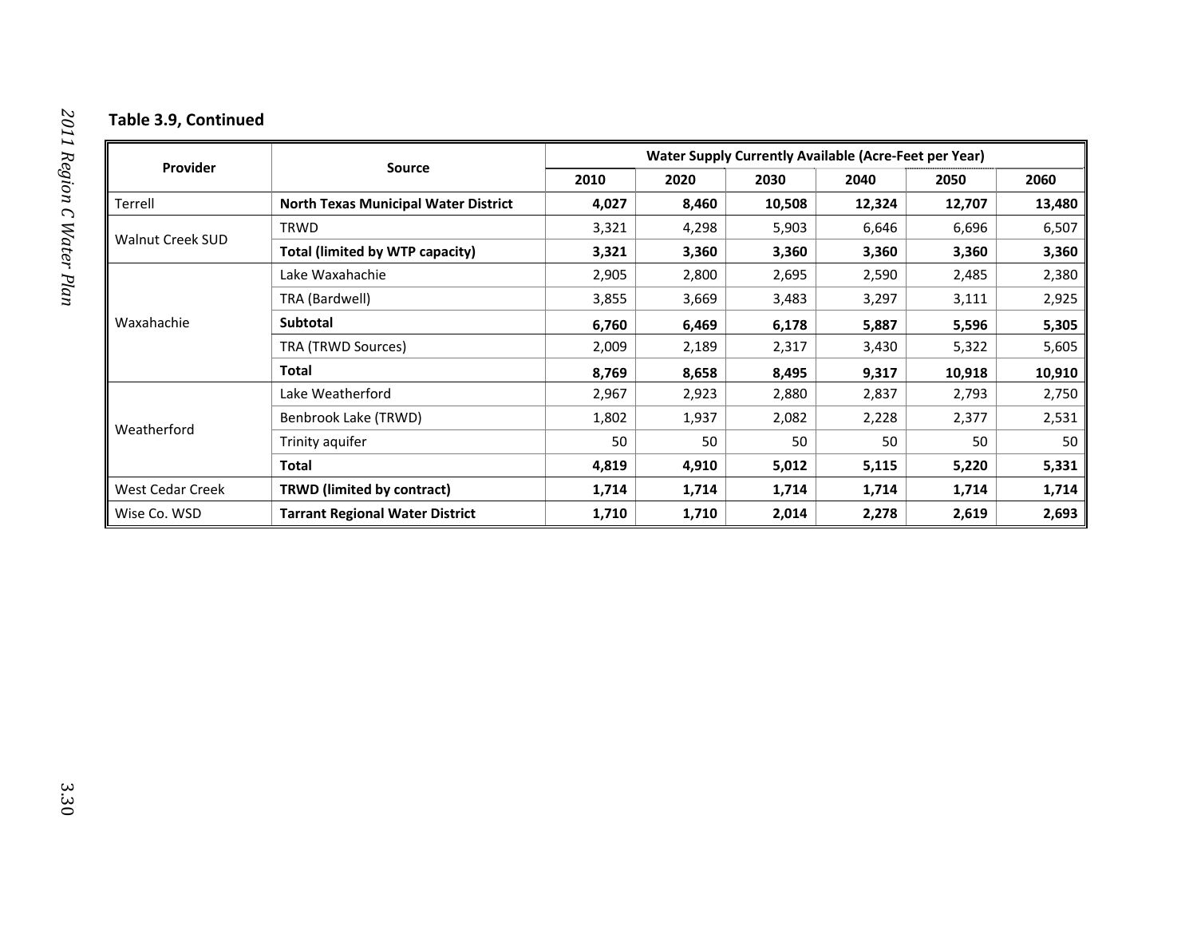**Table 3.9, Continued**

| Provider | Source | Water Supply Currently Available (Acre-Feet per Year) | | | | | |
|---|---|---|---|---|---|---|---|
| | | 2010 | 2020 | 2030 | 2040 | 2050 | 2060 |
| Terrell | **North Texas Municipal Water District** | **4,027** | **8,460** | **10,508** | **12,324** | **12,707** | **13,480** |
| Walnut Creek SUD | TRWD | 3,321 | 4,298 | 5,903 | 6,646 | 6,696 | 6,507 |
| | **Total (limited by WTP capacity)** | **3,321** | **3,360** | **3,360** | **3,360** | **3,360** | **3,360** |
| Waxahachie | Lake Waxahachie | 2,905 | 2,800 | 2,695 | 2,590 | 2,485 | 2,380 |
| | TRA (Bardwell) | 3,855 | 3,669 | 3,483 | 3,297 | 3,111 | 2,925 |
| | **Subtotal** | **6,760** | **6,469** | **6,178** | **5,887** | **5,596** | **5,305** |
| | TRA (TRWD Sources) | 2,009 | 2,189 | 2,317 | 3,430 | 5,322 | 5,605 |
| | **Total** | **8,769** | **8,658** | **8,495** | **9,317** | **10,918** | **10,910** |
| Weatherford | Lake Weatherford | 2,967 | 2,923 | 2,880 | 2,837 | 2,793 | 2,750 |
| | Benbrook Lake (TRWD) | 1,802 | 1,937 | 2,082 | 2,228 | 2,377 | 2,531 |
| | Trinity aquifer | 50 | 50 | 50 | 50 | 50 | 50 |
| | **Total** | **4,819** | **4,910** | **5,012** | **5,115** | **5,220** | **5,331** |
| West Cedar Creek | **TRWD (limited by contract)** | **1,714** | **1,714** | **1,714** | **1,714** | **1,714** | **1,714** |
| Wise Co. WSD | **Tarrant Regional Water District** | **1,710** | **1,710** | **2,014** | **2,278** | **2,619** | **2,693** |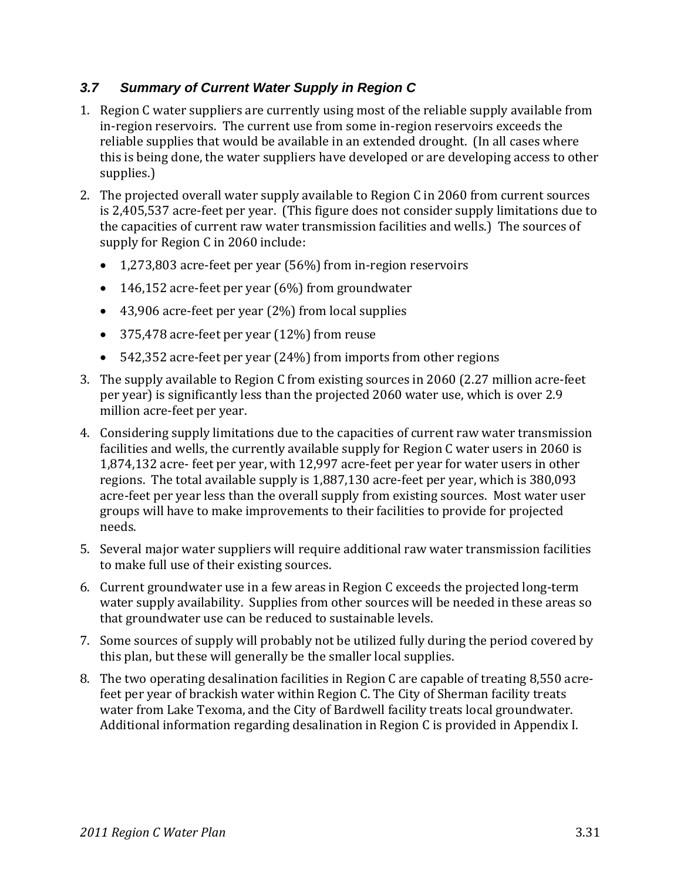### 3.7 Summary of Current Water Supply in Region C

1. Region C water suppliers are currently using most of the reliable supply available from in-region reservoirs. The current use from some in-region reservoirs exceeds the reliable supplies that would be available in an extended drought. (In all cases where this is being done, the water suppliers have developed or are developing access to other supplies.)

2. The projected overall water supply available to Region C in 2060 from current sources is 2,405,537 acre-feet per year. (This figure does not consider supply limitations due to the capacities of current raw water transmission facilities and wells.) The sources of supply for Region C in 2060 include:

   - 1,273,803 acre-feet per year (56%) from in-region reservoirs
   - 146,152 acre-feet per year (6%) from groundwater
   - 43,906 acre-feet per year (2%) from local supplies
   - 375,478 acre-feet per year (12%) from reuse
   - 542,352 acre-feet per year (24%) from imports from other regions

3. The supply available to Region C from existing sources in 2060 (2.27 million acre-feet per year) is significantly less than the projected 2060 water use, which is over 2.9 million acre-feet per year.

4. Considering supply limitations due to the capacities of current raw water transmission facilities and wells, the currently available supply for Region C water users in 2060 is 1,874,132 acre- feet per year, with 12,997 acre-feet per year for water users in other regions. The total available supply is 1,887,130 acre-feet per year, which is 380,093 acre-feet per year less than the overall supply from existing sources. Most water user groups will have to make improvements to their facilities to provide for projected needs.

5. Several major water suppliers will require additional raw water transmission facilities to make full use of their existing sources.

6. Current groundwater use in a few areas in Region C exceeds the projected long-term water supply availability. Supplies from other sources will be needed in these areas so that groundwater use can be reduced to sustainable levels.

7. Some sources of supply will probably not be utilized fully during the period covered by this plan, but these will generally be the smaller local supplies.

8. The two operating desalination facilities in Region C are capable of treating 8,550 acre-feet per year of brackish water within Region C. The City of Sherman facility treats water from Lake Texoma, and the City of Bardwell facility treats local groundwater. Additional information regarding desalination in Region C is provided in Appendix I.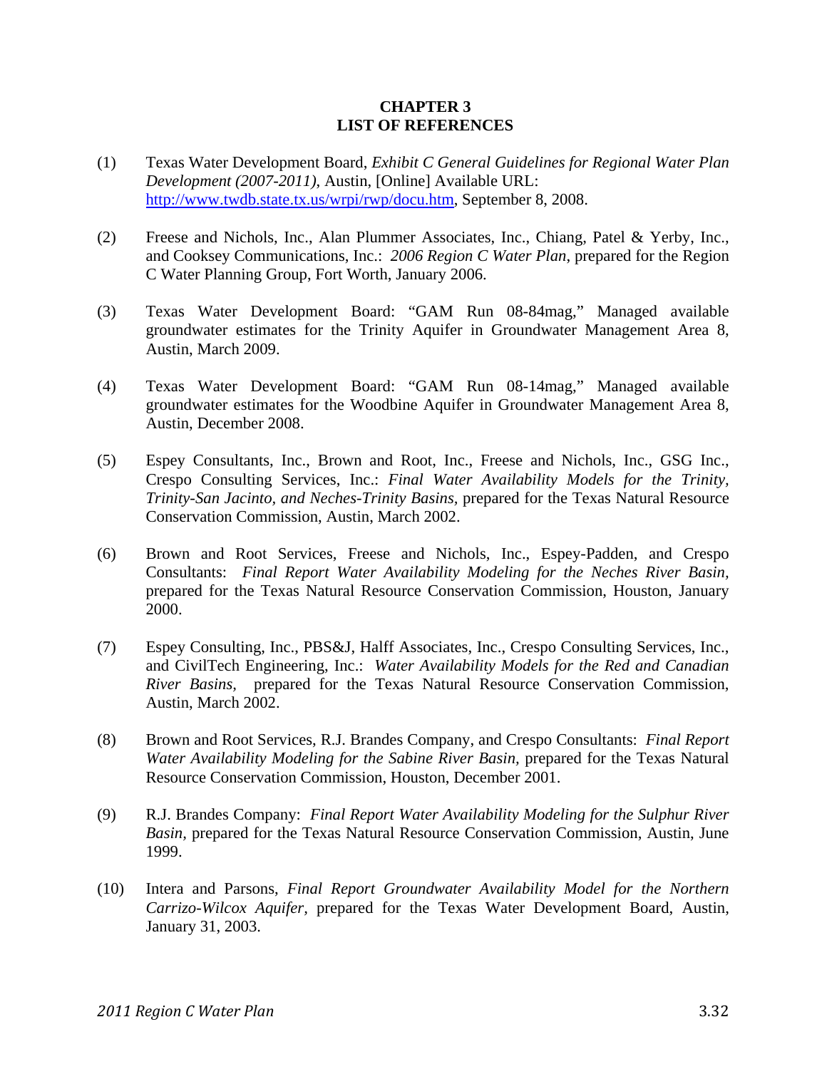# CHAPTER 3
## LIST OF REFERENCES

(1) Texas Water Development Board, *Exhibit C General Guidelines for Regional Water Plan Development (2007-2011)*, Austin, [Online] Available URL: http://www.twdb.state.tx.us/wrpi/rwp/docu.htm, September 8, 2008.

(2) Freese and Nichols, Inc., Alan Plummer Associates, Inc., Chiang, Patel & Yerby, Inc., and Cooksey Communications, Inc.: *2006 Region C Water Plan*, prepared for the Region C Water Planning Group, Fort Worth, January 2006.

(3) Texas Water Development Board: "GAM Run 08-84mag," Managed available groundwater estimates for the Trinity Aquifer in Groundwater Management Area 8, Austin, March 2009.

(4) Texas Water Development Board: "GAM Run 08-14mag," Managed available groundwater estimates for the Woodbine Aquifer in Groundwater Management Area 8, Austin, December 2008.

(5) Espey Consultants, Inc., Brown and Root, Inc., Freese and Nichols, Inc., GSG Inc., Crespo Consulting Services, Inc.: *Final Water Availability Models for the Trinity, Trinity-San Jacinto, and Neches-Trinity Basins,* prepared for the Texas Natural Resource Conservation Commission, Austin, March 2002.

(6) Brown and Root Services, Freese and Nichols, Inc., Espey-Padden, and Crespo Consultants: *Final Report Water Availability Modeling for the Neches River Basin,* prepared for the Texas Natural Resource Conservation Commission, Houston, January 2000.

(7) Espey Consulting, Inc., PBS&J, Halff Associates, Inc., Crespo Consulting Services, Inc., and CivilTech Engineering, Inc.: *Water Availability Models for the Red and Canadian River Basins,* prepared for the Texas Natural Resource Conservation Commission, Austin, March 2002.

(8) Brown and Root Services, R.J. Brandes Company, and Crespo Consultants: *Final Report Water Availability Modeling for the Sabine River Basin,* prepared for the Texas Natural Resource Conservation Commission, Houston, December 2001.

(9) R.J. Brandes Company: *Final Report Water Availability Modeling for the Sulphur River Basin,* prepared for the Texas Natural Resource Conservation Commission, Austin, June 1999.

(10) Intera and Parsons, *Final Report Groundwater Availability Model for the Northern Carrizo-Wilcox Aquifer,* prepared for the Texas Water Development Board, Austin, January 31, 2003.